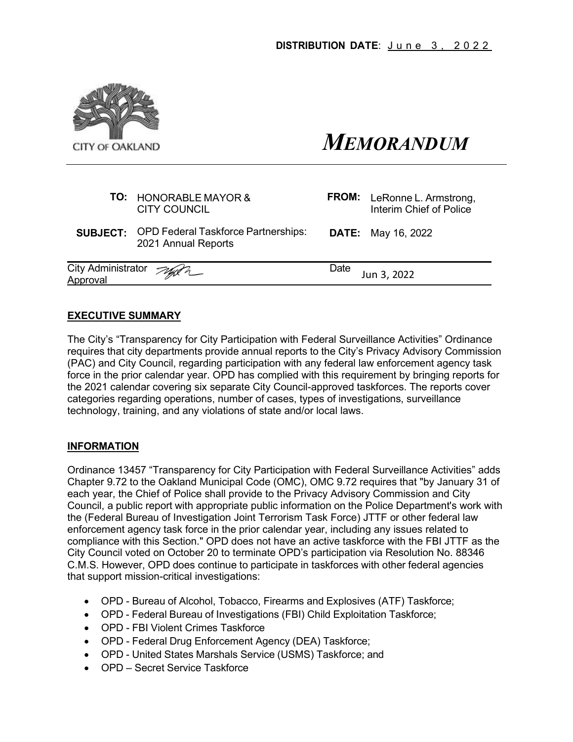**DISTRIBUTION DATE**: June 3, 2022

CITY OF OAKLAND

# *MEMORANDUM*

| | | | |
|---|---|---|---|
| **TO:** | HONORABLE MAYOR & CITY COUNCIL | **FROM:** | LeRonne L. Armstrong, Interim Chief of Police |
| **SUBJECT:** | OPD Federal Taskforce Partnerships: 2021 Annual Reports | **DATE:** | May 16, 2022 |

City Administrator Approval | Date Jun 3, 2022

## EXECUTIVE SUMMARY

The City's "Transparency for City Participation with Federal Surveillance Activities" Ordinance requires that city departments provide annual reports to the City's Privacy Advisory Commission (PAC) and City Council, regarding participation with any federal law enforcement agency task force in the prior calendar year. OPD has complied with this requirement by bringing reports for the 2021 calendar covering six separate City Council-approved taskforces. The reports cover categories regarding operations, number of cases, types of investigations, surveillance technology, training, and any violations of state and/or local laws.

## INFORMATION

Ordinance 13457 "Transparency for City Participation with Federal Surveillance Activities" adds Chapter 9.72 to the Oakland Municipal Code (OMC), OMC 9.72 requires that "by January 31 of each year, the Chief of Police shall provide to the Privacy Advisory Commission and City Council, a public report with appropriate public information on the Police Department's work with the (Federal Bureau of Investigation Joint Terrorism Task Force) JTTF or other federal law enforcement agency task force in the prior calendar year, including any issues related to compliance with this Section." OPD does not have an active taskforce with the FBI JTTF as the City Council voted on October 20 to terminate OPD's participation via Resolution No. 88346 C.M.S. However, OPD does continue to participate in taskforces with other federal agencies that support mission-critical investigations:

- OPD - Bureau of Alcohol, Tobacco, Firearms and Explosives (ATF) Taskforce;
- OPD - Federal Bureau of Investigations (FBI) Child Exploitation Taskforce;
- OPD - FBI Violent Crimes Taskforce
- OPD - Federal Drug Enforcement Agency (DEA) Taskforce;
- OPD - United States Marshals Service (USMS) Taskforce; and
- OPD – Secret Service Taskforce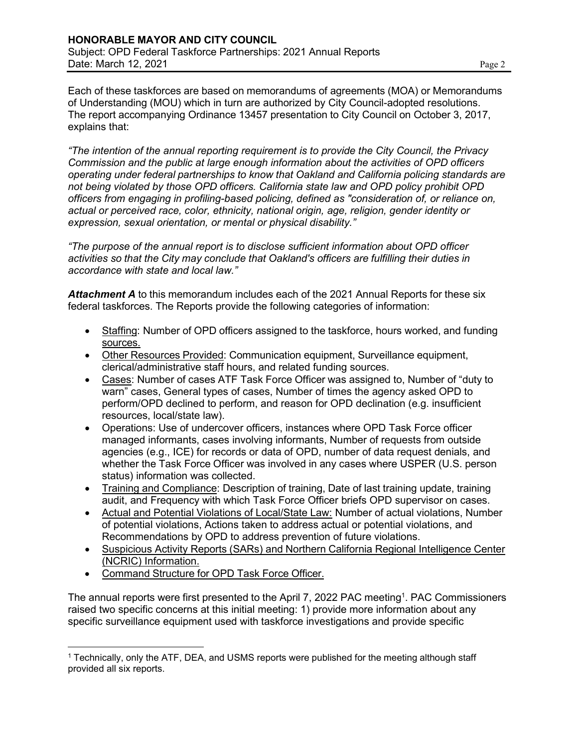Each of these taskforces are based on memorandums of agreements (MOA) or Memorandums of Understanding (MOU) which in turn are authorized by City Council-adopted resolutions. The report accompanying Ordinance 13457 presentation to City Council on October 3, 2017, explains that:

*"The intention of the annual reporting requirement is to provide the City Council, the Privacy Commission and the public at large enough information about the activities of OPD officers operating under federal partnerships to know that Oakland and California policing standards are not being violated by those OPD officers. California state law and OPD policy prohibit OPD officers from engaging in profiling-based policing, defined as "consideration of, or reliance on, actual or perceived race, color, ethnicity, national origin, age, religion, gender identity or expression, sexual orientation, or mental or physical disability."*

*"The purpose of the annual report is to disclose sufficient information about OPD officer activities so that the City may conclude that Oakland's officers are fulfilling their duties in accordance with state and local law."*

***Attachment A*** to this memorandum includes each of the 2021 Annual Reports for these six federal taskforces. The Reports provide the following categories of information:

- Staffing: Number of OPD officers assigned to the taskforce, hours worked, and funding sources.
- Other Resources Provided: Communication equipment, Surveillance equipment, clerical/administrative staff hours, and related funding sources.
- Cases: Number of cases ATF Task Force Officer was assigned to, Number of "duty to warn" cases, General types of cases, Number of times the agency asked OPD to perform/OPD declined to perform, and reason for OPD declination (e.g. insufficient resources, local/state law).
- Operations: Use of undercover officers, instances where OPD Task Force officer managed informants, cases involving informants, Number of requests from outside agencies (e.g., ICE) for records or data of OPD, number of data request denials, and whether the Task Force Officer was involved in any cases where USPER (U.S. person status) information was collected.
- Training and Compliance: Description of training, Date of last training update, training audit, and Frequency with which Task Force Officer briefs OPD supervisor on cases.
- Actual and Potential Violations of Local/State Law: Number of actual violations, Number of potential violations, Actions taken to address actual or potential violations, and Recommendations by OPD to address prevention of future violations.
- Suspicious Activity Reports (SARs) and Northern California Regional Intelligence Center (NCRIC) Information.
- Command Structure for OPD Task Force Officer.

The annual reports were first presented to the April 7, 2022 PAC meeting[1]. PAC Commissioners raised two specific concerns at this initial meeting: 1) provide more information about any specific surveillance equipment used with taskforce investigations and provide specific

[1] Technically, only the ATF, DEA, and USMS reports were published for the meeting although staff provided all six reports.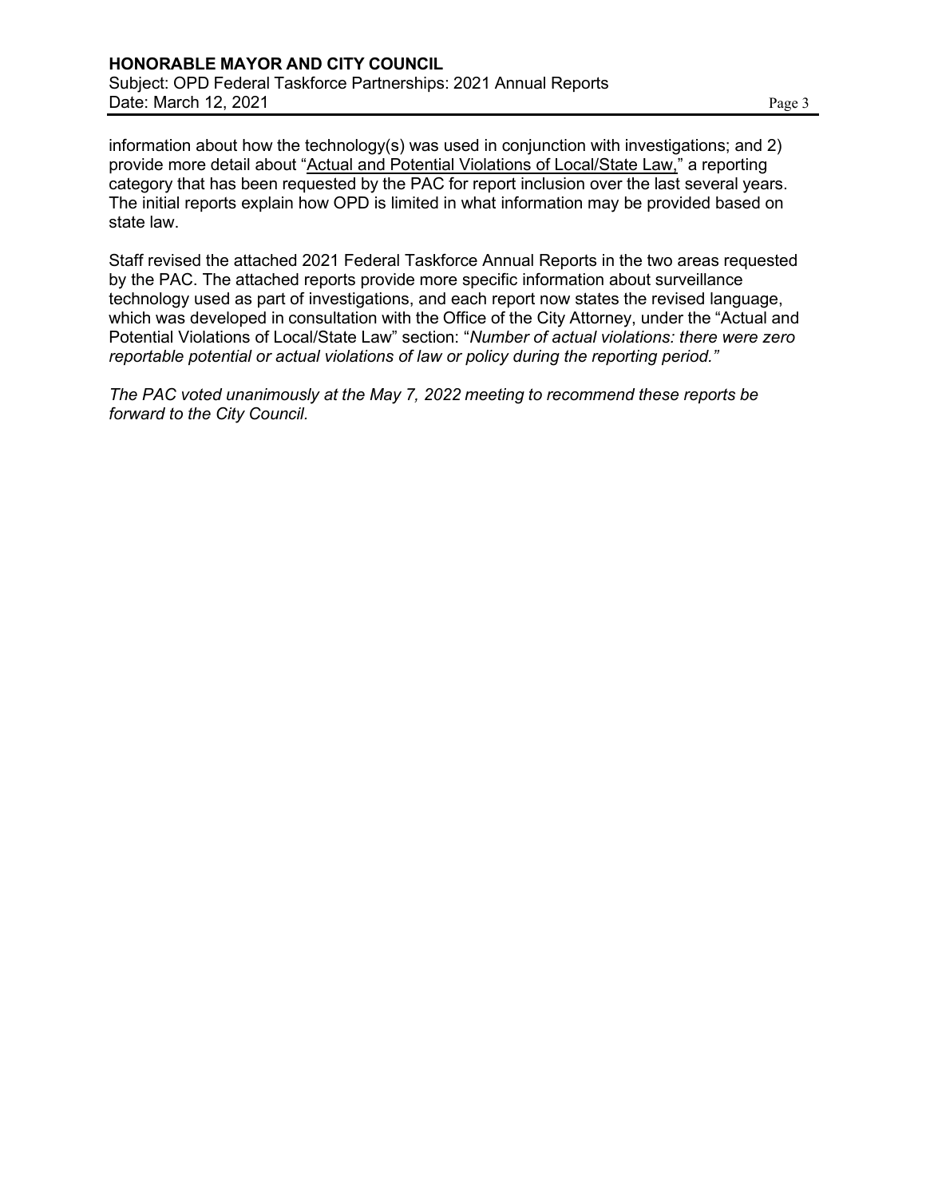information about how the technology(s) was used in conjunction with investigations; and 2) provide more detail about "<u>Actual and Potential Violations of Local/State Law,</u>" a reporting category that has been requested by the PAC for report inclusion over the last several years. The initial reports explain how OPD is limited in what information may be provided based on state law.

Staff revised the attached 2021 Federal Taskforce Annual Reports in the two areas requested by the PAC. The attached reports provide more specific information about surveillance technology used as part of investigations, and each report now states the revised language, which was developed in consultation with the Office of the City Attorney, under the "Actual and Potential Violations of Local/State Law" section: "*Number of actual violations: there were zero reportable potential or actual violations of law or policy during the reporting period.*"

*The PAC voted unanimously at the May 7, 2022 meeting to recommend these reports be forward to the City Council.*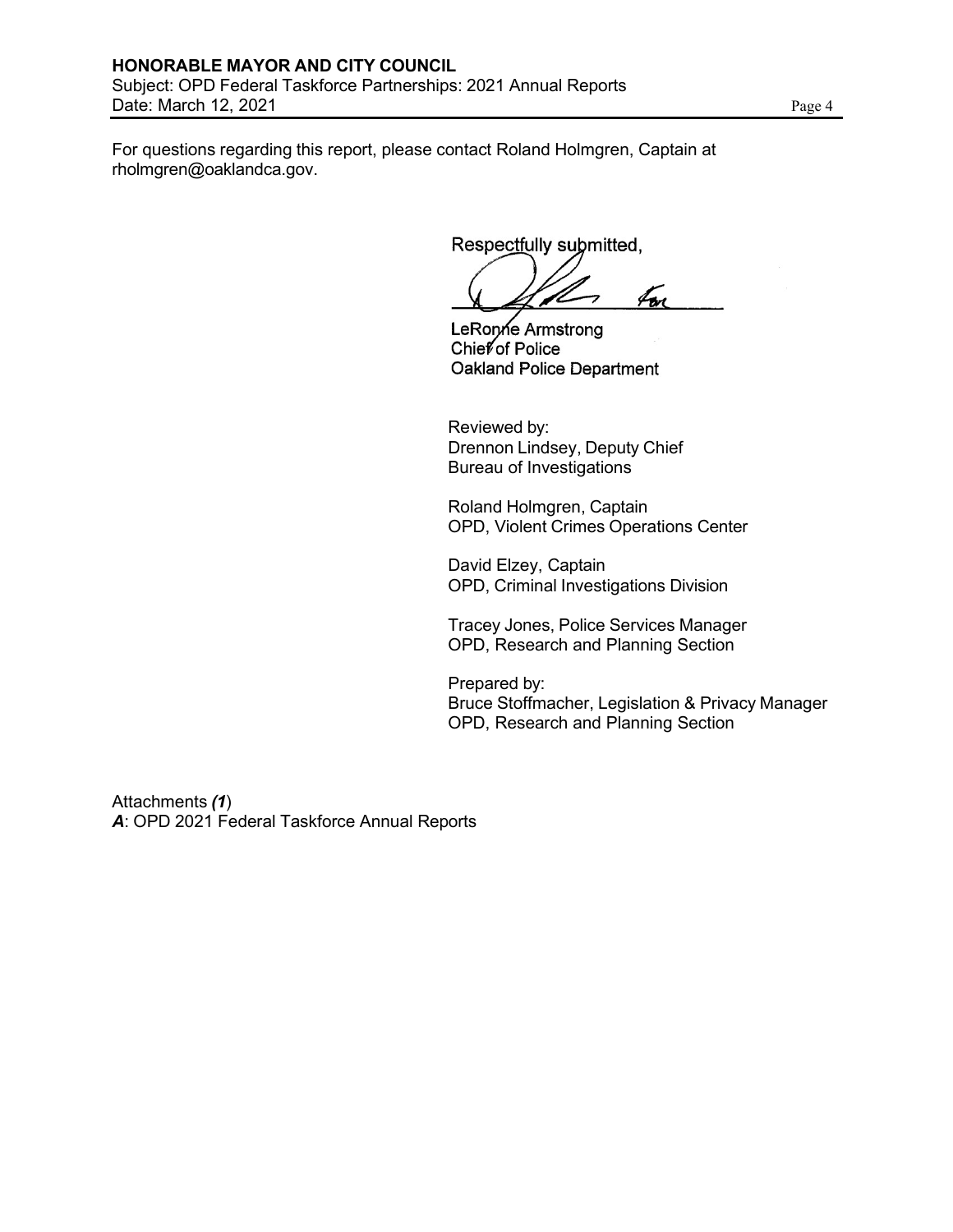For questions regarding this report, please contact Roland Holmgren, Captain at rholmgren@oaklandca.gov.

Respectfully submitted,

LeRonne Armstrong
Chief of Police
Oakland Police Department

Reviewed by:
Drennon Lindsey, Deputy Chief
Bureau of Investigations

Roland Holmgren, Captain
OPD, Violent Crimes Operations Center

David Elzey, Captain
OPD, Criminal Investigations Division

Tracey Jones, Police Services Manager
OPD, Research and Planning Section

Prepared by:
Bruce Stoffmacher, Legislation & Privacy Manager
OPD, Research and Planning Section

Attachments ***(1***)
***A***: OPD 2021 Federal Taskforce Annual Reports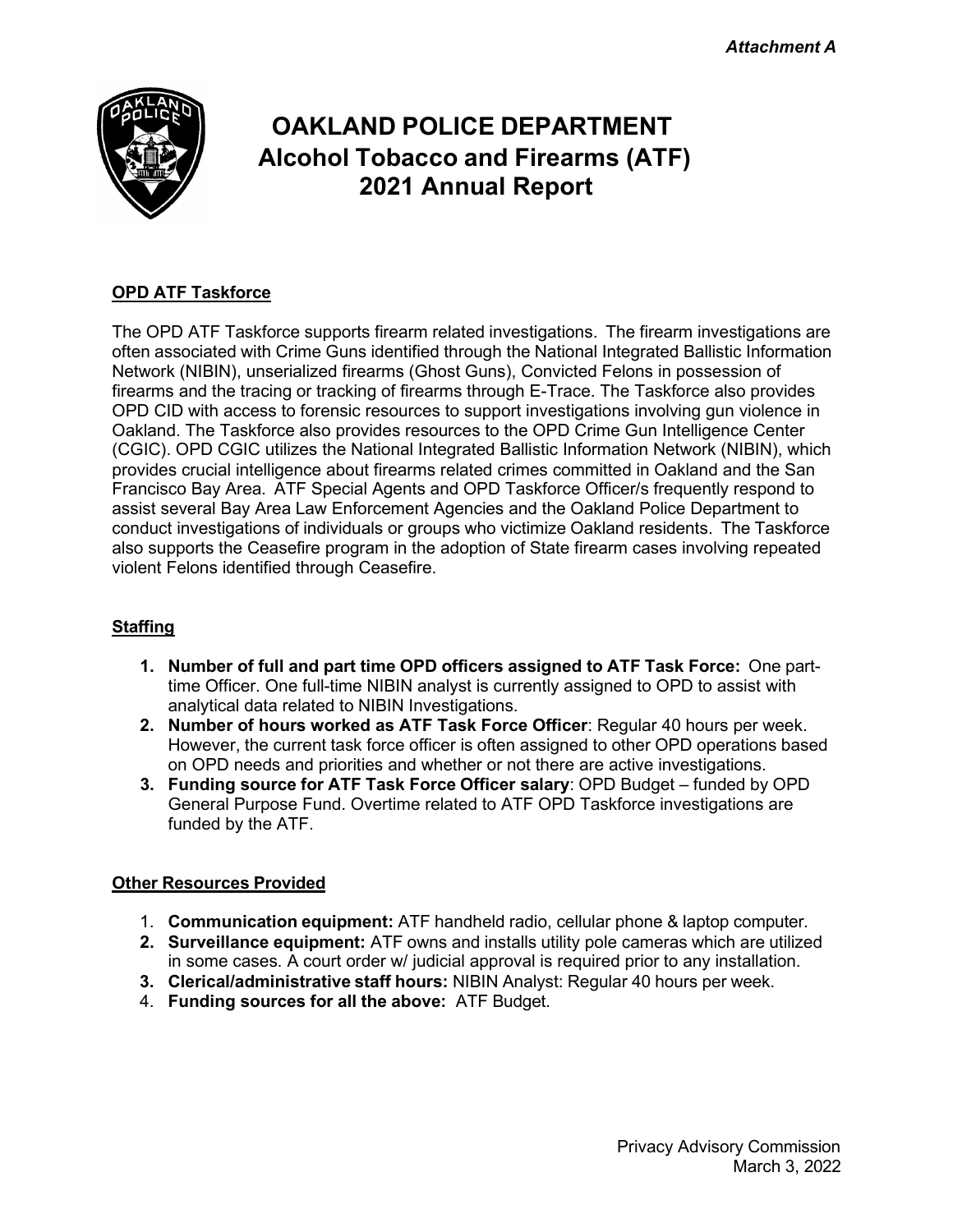*Attachment A*

# OAKLAND POLICE DEPARTMENT
## Alcohol Tobacco and Firearms (ATF)
## 2021 Annual Report

**OPD ATF Taskforce**

The OPD ATF Taskforce supports firearm related investigations. The firearm investigations are often associated with Crime Guns identified through the National Integrated Ballistic Information Network (NIBIN), unserialized firearms (Ghost Guns), Convicted Felons in possession of firearms and the tracing or tracking of firearms through E-Trace. The Taskforce also provides OPD CID with access to forensic resources to support investigations involving gun violence in Oakland. The Taskforce also provides resources to the OPD Crime Gun Intelligence Center (CGIC). OPD CGIC utilizes the National Integrated Ballistic Information Network (NIBIN), which provides crucial intelligence about firearms related crimes committed in Oakland and the San Francisco Bay Area. ATF Special Agents and OPD Taskforce Officer/s frequently respond to assist several Bay Area Law Enforcement Agencies and the Oakland Police Department to conduct investigations of individuals or groups who victimize Oakland residents. The Taskforce also supports the Ceasefire program in the adoption of State firearm cases involving repeated violent Felons identified through Ceasefire.

**Staffing**

1. **Number of full and part time OPD officers assigned to ATF Task Force:** One part-time Officer. One full-time NIBIN analyst is currently assigned to OPD to assist with analytical data related to NIBIN Investigations.
2. **Number of hours worked as ATF Task Force Officer**: Regular 40 hours per week. However, the current task force officer is often assigned to other OPD operations based on OPD needs and priorities and whether or not there are active investigations.
3. **Funding source for ATF Task Force Officer salary**: OPD Budget – funded by OPD General Purpose Fund. Overtime related to ATF OPD Taskforce investigations are funded by the ATF.

**Other Resources Provided**

1. **Communication equipment:** ATF handheld radio, cellular phone & laptop computer.
2. **Surveillance equipment:** ATF owns and installs utility pole cameras which are utilized in some cases. A court order w/ judicial approval is required prior to any installation.
3. **Clerical/administrative staff hours:** NIBIN Analyst: Regular 40 hours per week.
4. **Funding sources for all the above:** ATF Budget.

Privacy Advisory Commission
March 3, 2022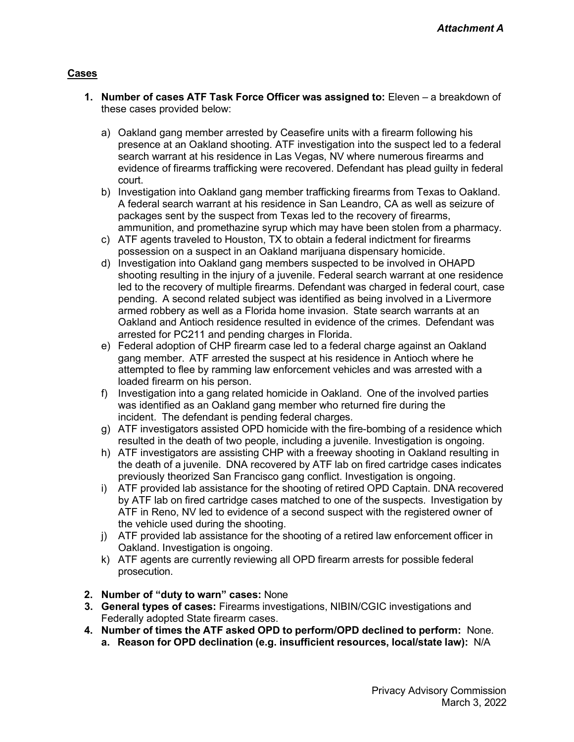*Attachment A*

**Cases**

1. **Number of cases ATF Task Force Officer was assigned to:** Eleven – a breakdown of these cases provided below:

   a) Oakland gang member arrested by Ceasefire units with a firearm following his presence at an Oakland shooting. ATF investigation into the suspect led to a federal search warrant at his residence in Las Vegas, NV where numerous firearms and evidence of firearms trafficking were recovered. Defendant has plead guilty in federal court.

   b) Investigation into Oakland gang member trafficking firearms from Texas to Oakland. A federal search warrant at his residence in San Leandro, CA as well as seizure of packages sent by the suspect from Texas led to the recovery of firearms, ammunition, and promethazine syrup which may have been stolen from a pharmacy.

   c) ATF agents traveled to Houston, TX to obtain a federal indictment for firearms possession on a suspect in an Oakland marijuana dispensary homicide.

   d) Investigation into Oakland gang members suspected to be involved in OHAPD shooting resulting in the injury of a juvenile. Federal search warrant at one residence led to the recovery of multiple firearms. Defendant was charged in federal court, case pending. A second related subject was identified as being involved in a Livermore armed robbery as well as a Florida home invasion. State search warrants at an Oakland and Antioch residence resulted in evidence of the crimes. Defendant was arrested for PC211 and pending charges in Florida.

   e) Federal adoption of CHP firearm case led to a federal charge against an Oakland gang member. ATF arrested the suspect at his residence in Antioch where he attempted to flee by ramming law enforcement vehicles and was arrested with a loaded firearm on his person.

   f) Investigation into a gang related homicide in Oakland. One of the involved parties was identified as an Oakland gang member who returned fire during the incident. The defendant is pending federal charges.

   g) ATF investigators assisted OPD homicide with the fire-bombing of a residence which resulted in the death of two people, including a juvenile. Investigation is ongoing.

   h) ATF investigators are assisting CHP with a freeway shooting in Oakland resulting in the death of a juvenile. DNA recovered by ATF lab on fired cartridge cases indicates previously theorized San Francisco gang conflict. Investigation is ongoing.

   i) ATF provided lab assistance for the shooting of retired OPD Captain. DNA recovered by ATF lab on fired cartridge cases matched to one of the suspects. Investigation by ATF in Reno, NV led to evidence of a second suspect with the registered owner of the vehicle used during the shooting.

   j) ATF provided lab assistance for the shooting of a retired law enforcement officer in Oakland. Investigation is ongoing.

   k) ATF agents are currently reviewing all OPD firearm arrests for possible federal prosecution.

2. **Number of "duty to warn" cases:** None
3. **General types of cases:** Firearms investigations, NIBIN/CGIC investigations and Federally adopted State firearm cases.
4. **Number of times the ATF asked OPD to perform/OPD declined to perform:** None.
   a. **Reason for OPD declination (e.g. insufficient resources, local/state law):** N/A

Privacy Advisory Commission
March 3, 2022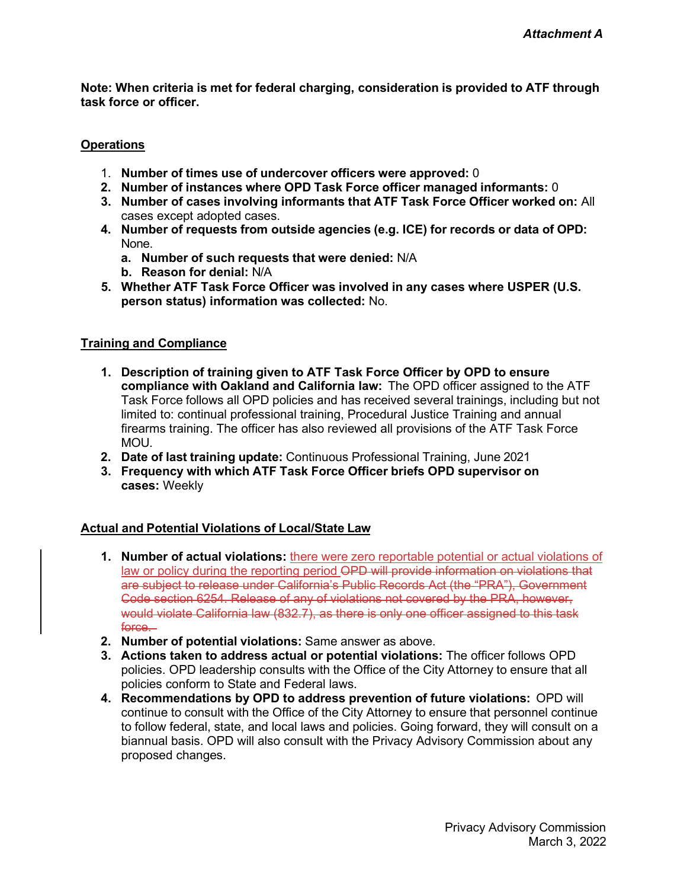*Attachment A*

**Note: When criteria is met for federal charging, consideration is provided to ATF through task force or officer.**

**Operations**

1. **Number of times use of undercover officers were approved:** 0
2. **Number of instances where OPD Task Force officer managed informants:** 0
3. **Number of cases involving informants that ATF Task Force Officer worked on:** All cases except adopted cases.
4. **Number of requests from outside agencies (e.g. ICE) for records or data of OPD:** None.
   a. **Number of such requests that were denied:** N/A
   b. **Reason for denial:** N/A
5. **Whether ATF Task Force Officer was involved in any cases where USPER (U.S. person status) information was collected:** No.

**Training and Compliance**

1. **Description of training given to ATF Task Force Officer by OPD to ensure compliance with Oakland and California law:** The OPD officer assigned to the ATF Task Force follows all OPD policies and has received several trainings, including but not limited to: continual professional training, Procedural Justice Training and annual firearms training. The officer has also reviewed all provisions of the ATF Task Force MOU.
2. **Date of last training update:** Continuous Professional Training, June 2021
3. **Frequency with which ATF Task Force Officer briefs OPD supervisor on cases:** Weekly

**Actual and Potential Violations of Local/State Law**

1. **Number of actual violations:** there were zero reportable potential or actual violations of law or policy during the reporting period ~~OPD will provide information on violations that are subject to release under California's Public Records Act (the "PRA"), Government Code section 6254. Release of any of violations not covered by the PRA, however, would violate California law (832.7), as there is only one officer assigned to this task force.~~
2. **Number of potential violations:** Same answer as above.
3. **Actions taken to address actual or potential violations:** The officer follows OPD policies. OPD leadership consults with the Office of the City Attorney to ensure that all policies conform to State and Federal laws.
4. **Recommendations by OPD to address prevention of future violations:** OPD will continue to consult with the Office of the City Attorney to ensure that personnel continue to follow federal, state, and local laws and policies. Going forward, they will consult on a biannual basis. OPD will also consult with the Privacy Advisory Commission about any proposed changes.

Privacy Advisory Commission
March 3, 2022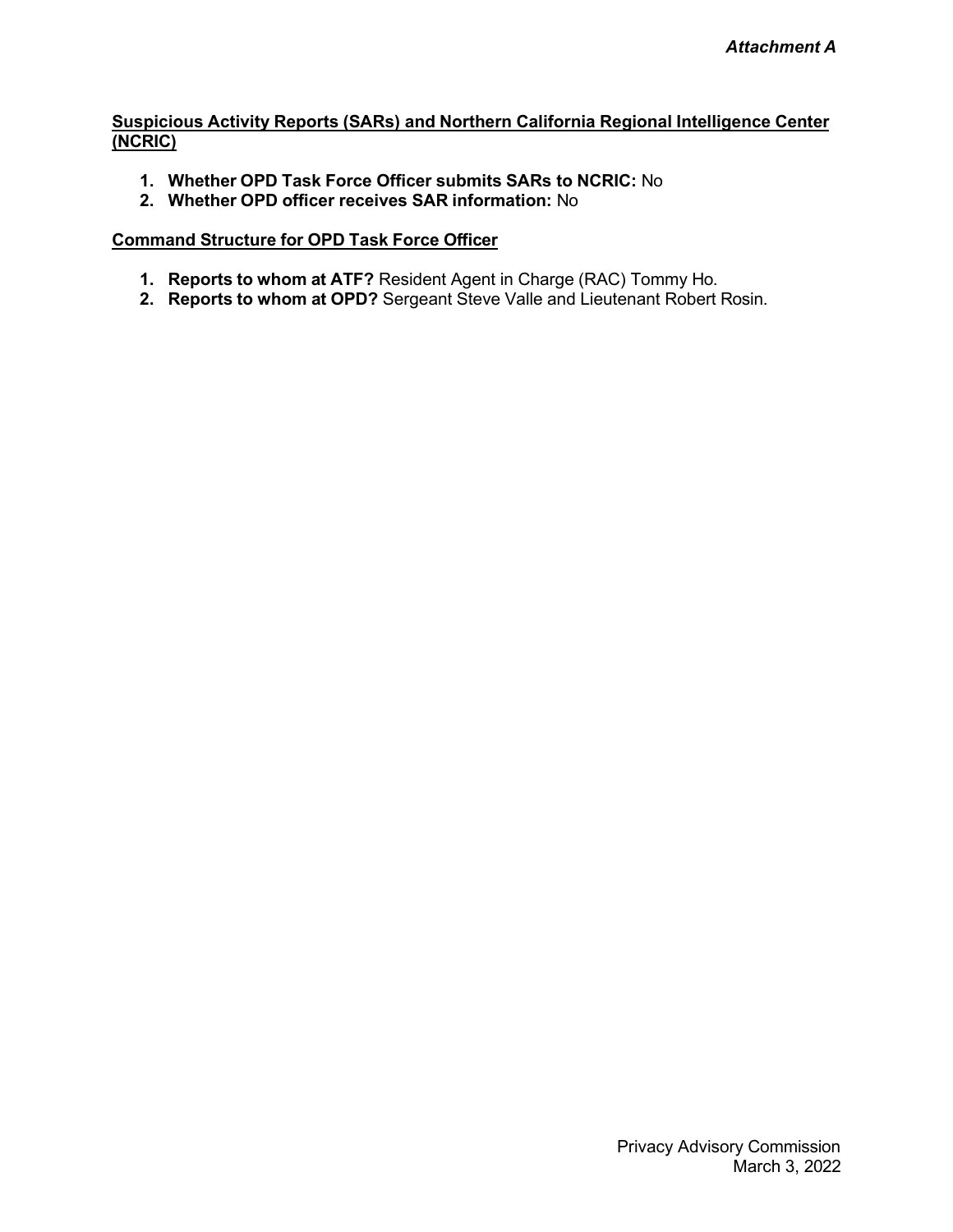*Attachment A*

**Suspicious Activity Reports (SARs) and Northern California Regional Intelligence Center (NCRIC)**

1. **Whether OPD Task Force Officer submits SARs to NCRIC:** No
2. **Whether OPD officer receives SAR information:** No

**Command Structure for OPD Task Force Officer**

1. **Reports to whom at ATF?** Resident Agent in Charge (RAC) Tommy Ho.
2. **Reports to whom at OPD?** Sergeant Steve Valle and Lieutenant Robert Rosin.

Privacy Advisory Commission
March 3, 2022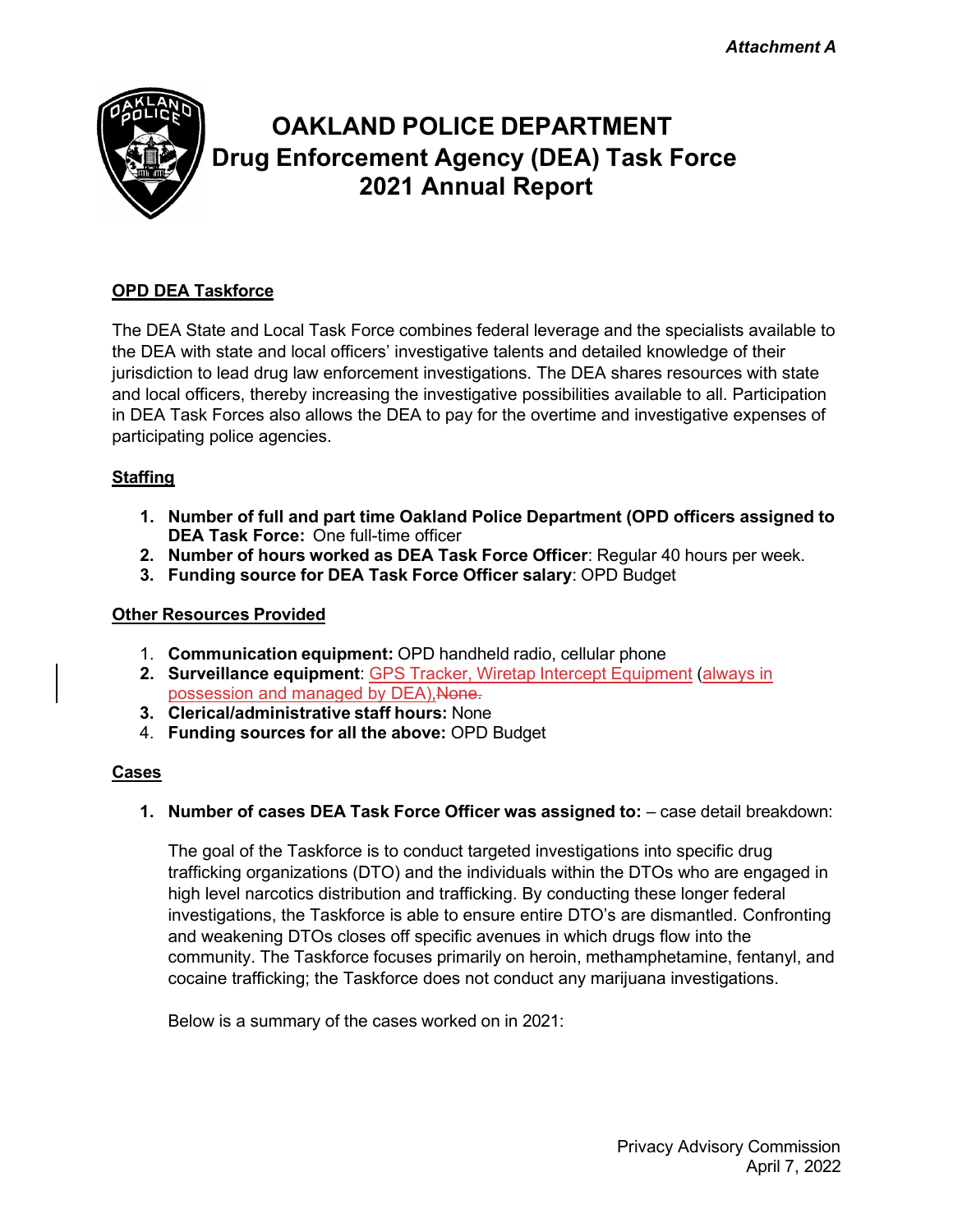*Attachment A*

# OAKLAND POLICE DEPARTMENT
# Drug Enforcement Agency (DEA) Task Force
# 2021 Annual Report

**OPD DEA Taskforce**

The DEA State and Local Task Force combines federal leverage and the specialists available to the DEA with state and local officers' investigative talents and detailed knowledge of their jurisdiction to lead drug law enforcement investigations. The DEA shares resources with state and local officers, thereby increasing the investigative possibilities available to all. Participation in DEA Task Forces also allows the DEA to pay for the overtime and investigative expenses of participating police agencies.

**Staffing**

1. **Number of full and part time Oakland Police Department (OPD officers assigned to DEA Task Force:** One full-time officer
2. **Number of hours worked as DEA Task Force Officer**: Regular 40 hours per week.
3. **Funding source for DEA Task Force Officer salary**: OPD Budget

**Other Resources Provided**

1. **Communication equipment:** OPD handheld radio, cellular phone
2. **Surveillance equipment**: GPS Tracker, Wiretap Intercept Equipment (always in possession and managed by DEA),~~None.~~
3. **Clerical/administrative staff hours:** None
4. **Funding sources for all the above:** OPD Budget

**Cases**

1. **Number of cases DEA Task Force Officer was assigned to:** – case detail breakdown:

   The goal of the Taskforce is to conduct targeted investigations into specific drug trafficking organizations (DTO) and the individuals within the DTOs who are engaged in high level narcotics distribution and trafficking. By conducting these longer federal investigations, the Taskforce is able to ensure entire DTO's are dismantled. Confronting and weakening DTOs closes off specific avenues in which drugs flow into the community. The Taskforce focuses primarily on heroin, methamphetamine, fentanyl, and cocaine trafficking; the Taskforce does not conduct any marijuana investigations.

   Below is a summary of the cases worked on in 2021:

Privacy Advisory Commission
April 7, 2022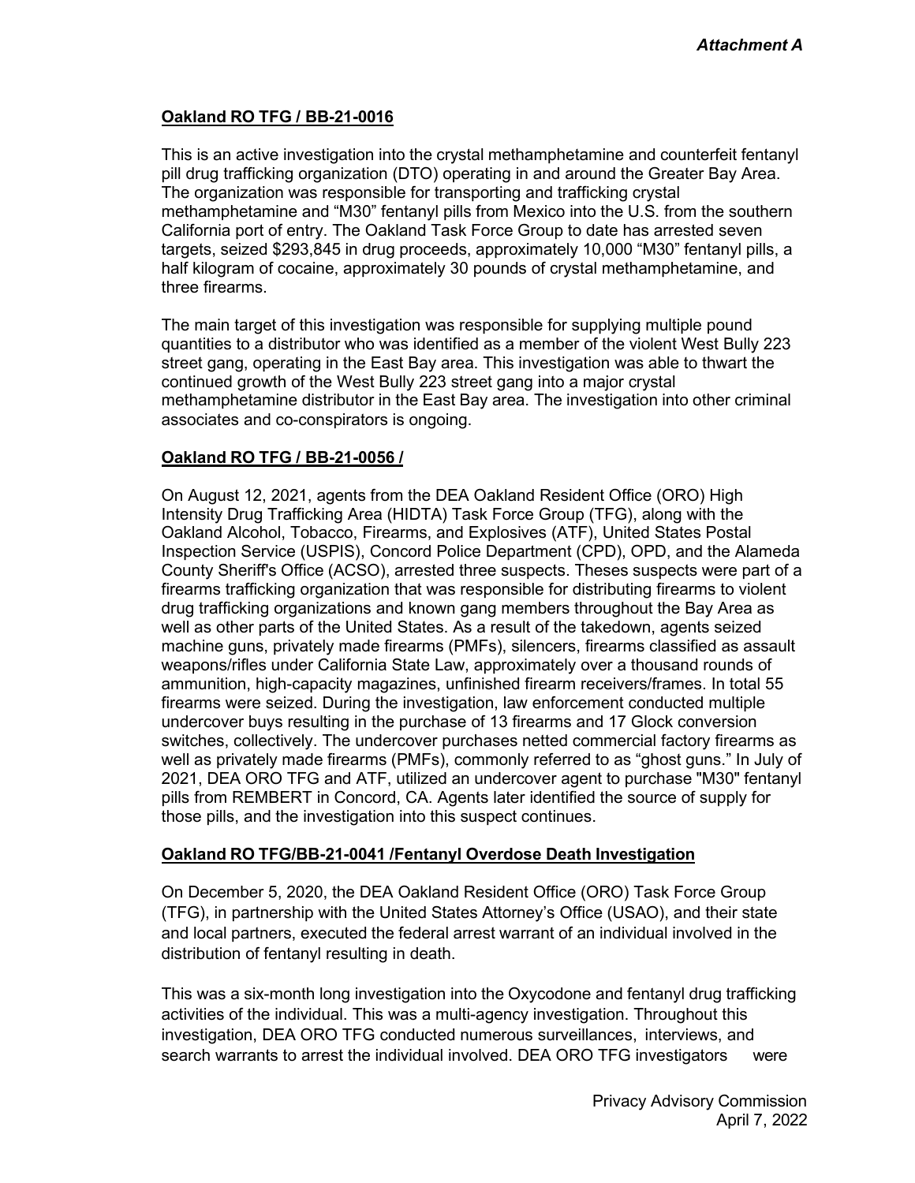*Attachment A*

**Oakland RO TFG / BB-21-0016**

This is an active investigation into the crystal methamphetamine and counterfeit fentanyl pill drug trafficking organization (DTO) operating in and around the Greater Bay Area. The organization was responsible for transporting and trafficking crystal methamphetamine and "M30" fentanyl pills from Mexico into the U.S. from the southern California port of entry. The Oakland Task Force Group to date has arrested seven targets, seized $293,845 in drug proceeds, approximately 10,000 "M30" fentanyl pills, a half kilogram of cocaine, approximately 30 pounds of crystal methamphetamine, and three firearms.

The main target of this investigation was responsible for supplying multiple pound quantities to a distributor who was identified as a member of the violent West Bully 223 street gang, operating in the East Bay area. This investigation was able to thwart the continued growth of the West Bully 223 street gang into a major crystal methamphetamine distributor in the East Bay area. The investigation into other criminal associates and co-conspirators is ongoing.

**Oakland RO TFG / BB-21-0056 /**

On August 12, 2021, agents from the DEA Oakland Resident Office (ORO) High Intensity Drug Trafficking Area (HIDTA) Task Force Group (TFG), along with the Oakland Alcohol, Tobacco, Firearms, and Explosives (ATF), United States Postal Inspection Service (USPIS), Concord Police Department (CPD), OPD, and the Alameda County Sheriff's Office (ACSO), arrested three suspects. Theses suspects were part of a firearms trafficking organization that was responsible for distributing firearms to violent drug trafficking organizations and known gang members throughout the Bay Area as well as other parts of the United States. As a result of the takedown, agents seized machine guns, privately made firearms (PMFs), silencers, firearms classified as assault weapons/rifles under California State Law, approximately over a thousand rounds of ammunition, high-capacity magazines, unfinished firearm receivers/frames. In total 55 firearms were seized. During the investigation, law enforcement conducted multiple undercover buys resulting in the purchase of 13 firearms and 17 Glock conversion switches, collectively. The undercover purchases netted commercial factory firearms as well as privately made firearms (PMFs), commonly referred to as "ghost guns." In July of 2021, DEA ORO TFG and ATF, utilized an undercover agent to purchase "M30" fentanyl pills from REMBERT in Concord, CA. Agents later identified the source of supply for those pills, and the investigation into this suspect continues.

**Oakland RO TFG/BB-21-0041 /Fentanyl Overdose Death Investigation**

On December 5, 2020, the DEA Oakland Resident Office (ORO) Task Force Group (TFG), in partnership with the United States Attorney's Office (USAO), and their state and local partners, executed the federal arrest warrant of an individual involved in the distribution of fentanyl resulting in death.

This was a six-month long investigation into the Oxycodone and fentanyl drug trafficking activities of the individual. This was a multi-agency investigation. Throughout this investigation, DEA ORO TFG conducted numerous surveillances, interviews, and search warrants to arrest the individual involved. DEA ORO TFG investigators were

Privacy Advisory Commission
April 7, 2022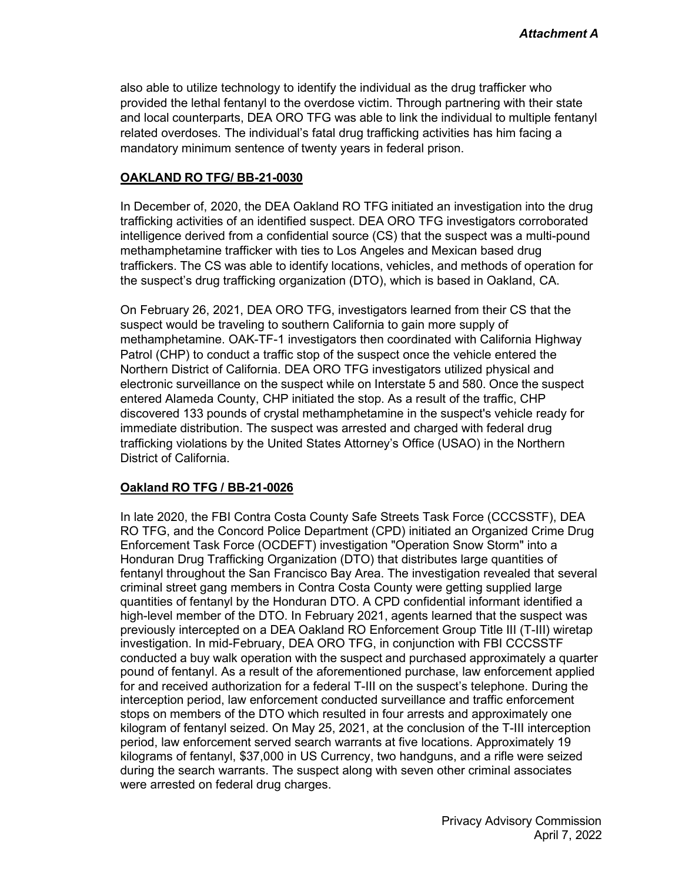also able to utilize technology to identify the individual as the drug trafficker who provided the lethal fentanyl to the overdose victim. Through partnering with their state and local counterparts, DEA ORO TFG was able to link the individual to multiple fentanyl related overdoses. The individual's fatal drug trafficking activities has him facing a mandatory minimum sentence of twenty years in federal prison.

**OAKLAND RO TFG/ BB-21-0030**

In December of, 2020, the DEA Oakland RO TFG initiated an investigation into the drug trafficking activities of an identified suspect. DEA ORO TFG investigators corroborated intelligence derived from a confidential source (CS) that the suspect was a multi-pound methamphetamine trafficker with ties to Los Angeles and Mexican based drug traffickers. The CS was able to identify locations, vehicles, and methods of operation for the suspect's drug trafficking organization (DTO), which is based in Oakland, CA.

On February 26, 2021, DEA ORO TFG, investigators learned from their CS that the suspect would be traveling to southern California to gain more supply of methamphetamine. OAK-TF-1 investigators then coordinated with California Highway Patrol (CHP) to conduct a traffic stop of the suspect once the vehicle entered the Northern District of California. DEA ORO TFG investigators utilized physical and electronic surveillance on the suspect while on Interstate 5 and 580. Once the suspect entered Alameda County, CHP initiated the stop. As a result of the traffic, CHP discovered 133 pounds of crystal methamphetamine in the suspect's vehicle ready for immediate distribution. The suspect was arrested and charged with federal drug trafficking violations by the United States Attorney's Office (USAO) in the Northern District of California.

**Oakland RO TFG / BB-21-0026**

In late 2020, the FBI Contra Costa County Safe Streets Task Force (CCCSSTF), DEA RO TFG, and the Concord Police Department (CPD) initiated an Organized Crime Drug Enforcement Task Force (OCDEFT) investigation "Operation Snow Storm" into a Honduran Drug Trafficking Organization (DTO) that distributes large quantities of fentanyl throughout the San Francisco Bay Area. The investigation revealed that several criminal street gang members in Contra Costa County were getting supplied large quantities of fentanyl by the Honduran DTO. A CPD confidential informant identified a high-level member of the DTO. In February 2021, agents learned that the suspect was previously intercepted on a DEA Oakland RO Enforcement Group Title III (T-III) wiretap investigation. In mid-February, DEA ORO TFG, in conjunction with FBI CCCSSTF conducted a buy walk operation with the suspect and purchased approximately a quarter pound of fentanyl. As a result of the aforementioned purchase, law enforcement applied for and received authorization for a federal T-III on the suspect's telephone. During the interception period, law enforcement conducted surveillance and traffic enforcement stops on members of the DTO which resulted in four arrests and approximately one kilogram of fentanyl seized. On May 25, 2021, at the conclusion of the T-III interception period, law enforcement served search warrants at five locations. Approximately 19 kilograms of fentanyl, $37,000 in US Currency, two handguns, and a rifle were seized during the search warrants. The suspect along with seven other criminal associates were arrested on federal drug charges.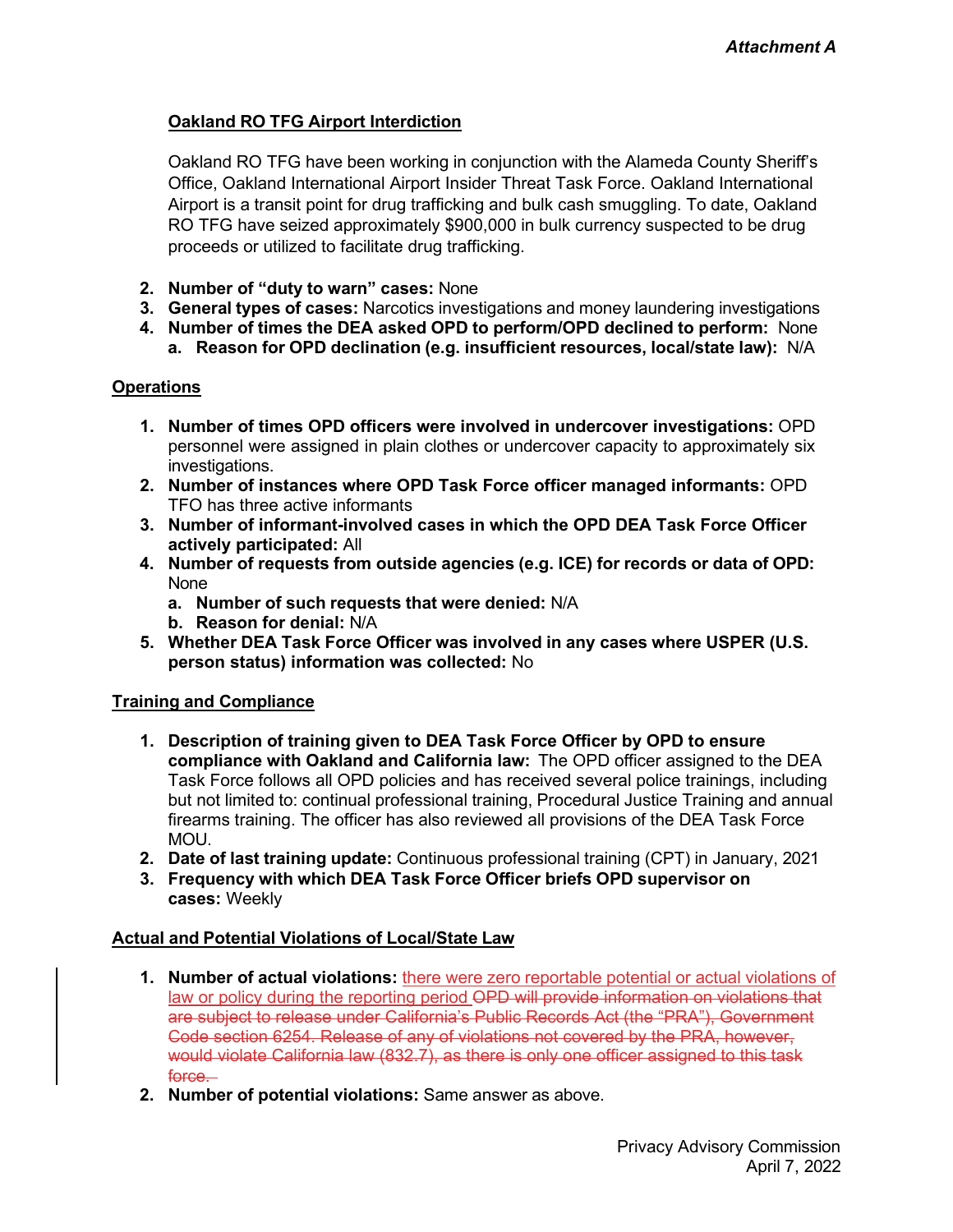*Attachment A*

**Oakland RO TFG Airport Interdiction**

Oakland RO TFG have been working in conjunction with the Alameda County Sheriff's Office, Oakland International Airport Insider Threat Task Force. Oakland International Airport is a transit point for drug trafficking and bulk cash smuggling. To date, Oakland RO TFG have seized approximately $900,000 in bulk currency suspected to be drug proceeds or utilized to facilitate drug trafficking.

2. **Number of "duty to warn" cases:** None
3. **General types of cases:** Narcotics investigations and money laundering investigations
4. **Number of times the DEA asked OPD to perform/OPD declined to perform:** None
   a. **Reason for OPD declination (e.g. insufficient resources, local/state law):** N/A

**Operations**

1. **Number of times OPD officers were involved in undercover investigations:** OPD personnel were assigned in plain clothes or undercover capacity to approximately six investigations.
2. **Number of instances where OPD Task Force officer managed informants:** OPD TFO has three active informants
3. **Number of informant-involved cases in which the OPD DEA Task Force Officer actively participated:** All
4. **Number of requests from outside agencies (e.g. ICE) for records or data of OPD:** None
   a. **Number of such requests that were denied:** N/A
   b. **Reason for denial:** N/A
5. **Whether DEA Task Force Officer was involved in any cases where USPER (U.S. person status) information was collected:** No

**Training and Compliance**

1. **Description of training given to DEA Task Force Officer by OPD to ensure compliance with Oakland and California law:** The OPD officer assigned to the DEA Task Force follows all OPD policies and has received several police trainings, including but not limited to: continual professional training, Procedural Justice Training and annual firearms training. The officer has also reviewed all provisions of the DEA Task Force MOU.
2. **Date of last training update:** Continuous professional training (CPT) in January, 2021
3. **Frequency with which DEA Task Force Officer briefs OPD supervisor on cases:** Weekly

**Actual and Potential Violations of Local/State Law**

1. **Number of actual violations:** there were zero reportable potential or actual violations of law or policy during the reporting period ~~OPD will provide information on violations that are subject to release under California's Public Records Act (the "PRA"), Government Code section 6254. Release of any of violations not covered by the PRA, however, would violate California law (832.7), as there is only one officer assigned to this task force.~~
2. **Number of potential violations:** Same answer as above.

Privacy Advisory Commission
April 7, 2022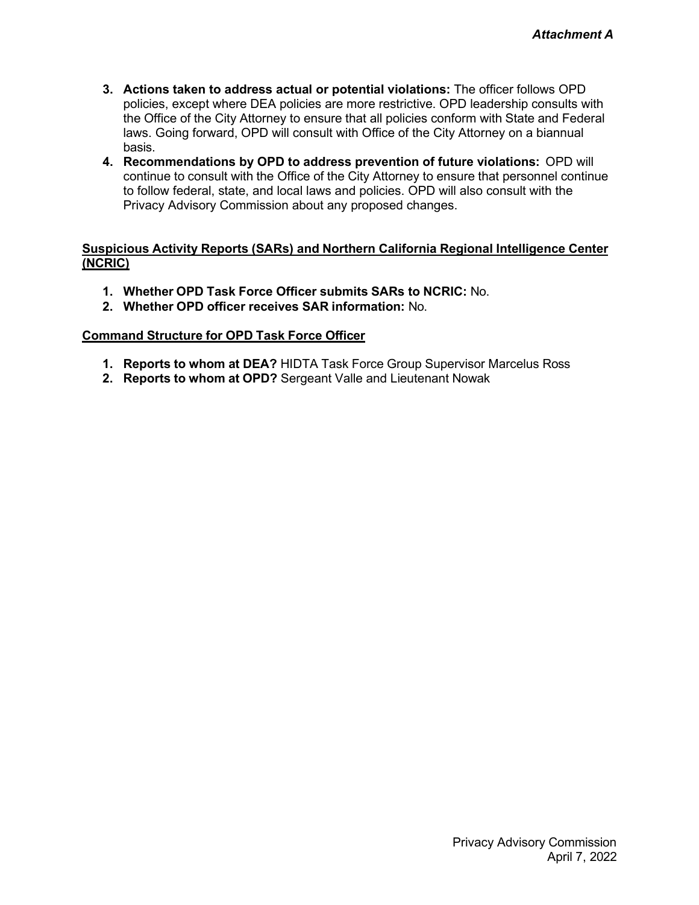3. **Actions taken to address actual or potential violations:** The officer follows OPD policies, except where DEA policies are more restrictive. OPD leadership consults with the Office of the City Attorney to ensure that all policies conform with State and Federal laws. Going forward, OPD will consult with Office of the City Attorney on a biannual basis.
4. **Recommendations by OPD to address prevention of future violations:** OPD will continue to consult with the Office of the City Attorney to ensure that personnel continue to follow federal, state, and local laws and policies. OPD will also consult with the Privacy Advisory Commission about any proposed changes.

**Suspicious Activity Reports (SARs) and Northern California Regional Intelligence Center (NCRIC)**

1. **Whether OPD Task Force Officer submits SARs to NCRIC:** No.
2. **Whether OPD officer receives SAR information:** No.

**Command Structure for OPD Task Force Officer**

1. **Reports to whom at DEA?** HIDTA Task Force Group Supervisor Marcelus Ross
2. **Reports to whom at OPD?** Sergeant Valle and Lieutenant Nowak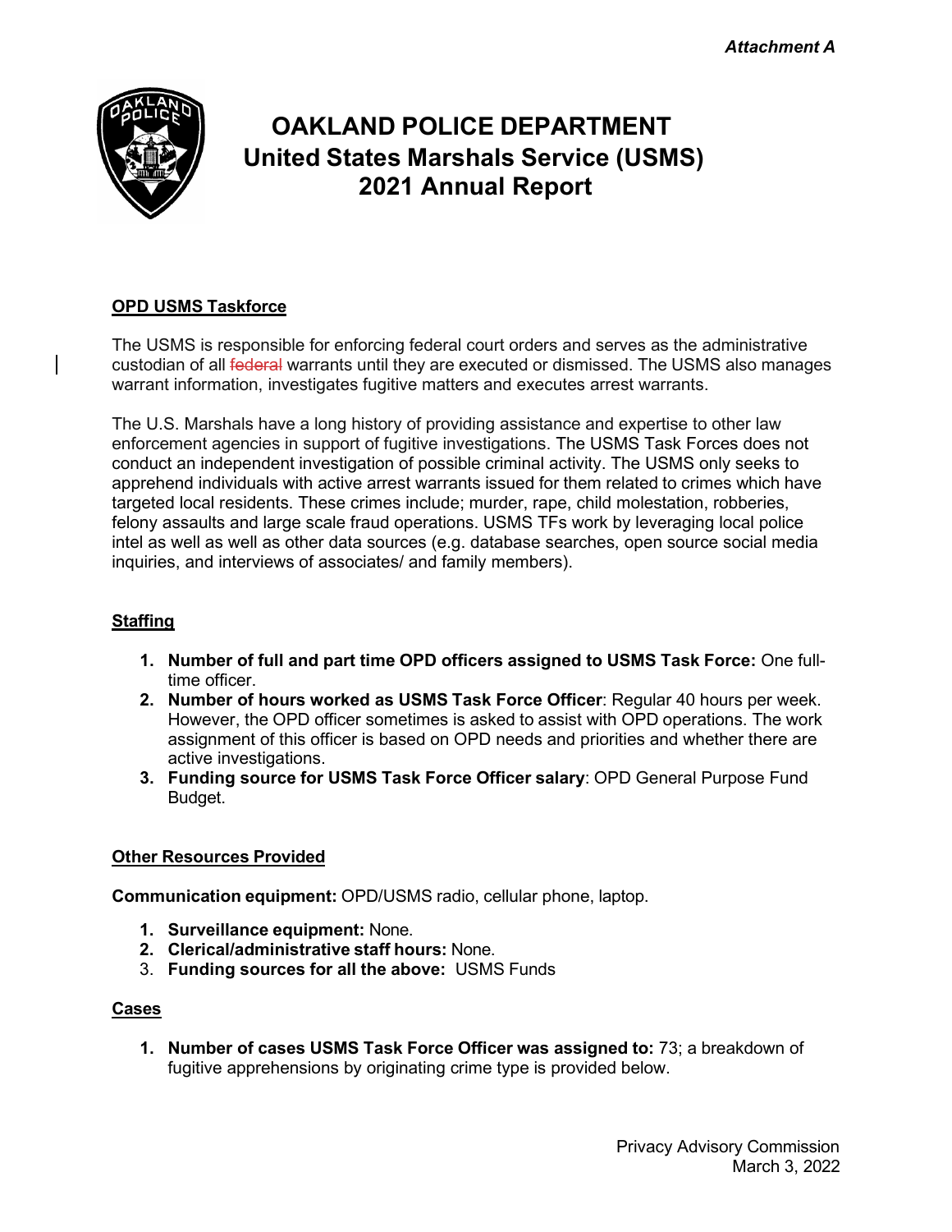*Attachment A*

# OAKLAND POLICE DEPARTMENT
# United States Marshals Service (USMS)
# 2021 Annual Report

## OPD USMS Taskforce

The USMS is responsible for enforcing federal court orders and serves as the administrative custodian of all ~~federal~~ warrants until they are executed or dismissed. The USMS also manages warrant information, investigates fugitive matters and executes arrest warrants.

The U.S. Marshals have a long history of providing assistance and expertise to other law enforcement agencies in support of fugitive investigations. The USMS Task Forces does not conduct an independent investigation of possible criminal activity. The USMS only seeks to apprehend individuals with active arrest warrants issued for them related to crimes which have targeted local residents. These crimes include; murder, rape, child molestation, robberies, felony assaults and large scale fraud operations. USMS TFs work by leveraging local police intel as well as well as other data sources (e.g. database searches, open source social media inquiries, and interviews of associates/ and family members).

## Staffing

1. **Number of full and part time OPD officers assigned to USMS Task Force:** One full-time officer.
2. **Number of hours worked as USMS Task Force Officer**: Regular 40 hours per week. However, the OPD officer sometimes is asked to assist with OPD operations. The work assignment of this officer is based on OPD needs and priorities and whether there are active investigations.
3. **Funding source for USMS Task Force Officer salary**: OPD General Purpose Fund Budget.

## Other Resources Provided

**Communication equipment:** OPD/USMS radio, cellular phone, laptop.

1. **Surveillance equipment:** None.
2. **Clerical/administrative staff hours:** None.
3. **Funding sources for all the above:** USMS Funds

## Cases

1. **Number of cases USMS Task Force Officer was assigned to:** 73; a breakdown of fugitive apprehensions by originating crime type is provided below.

Privacy Advisory Commission
March 3, 2022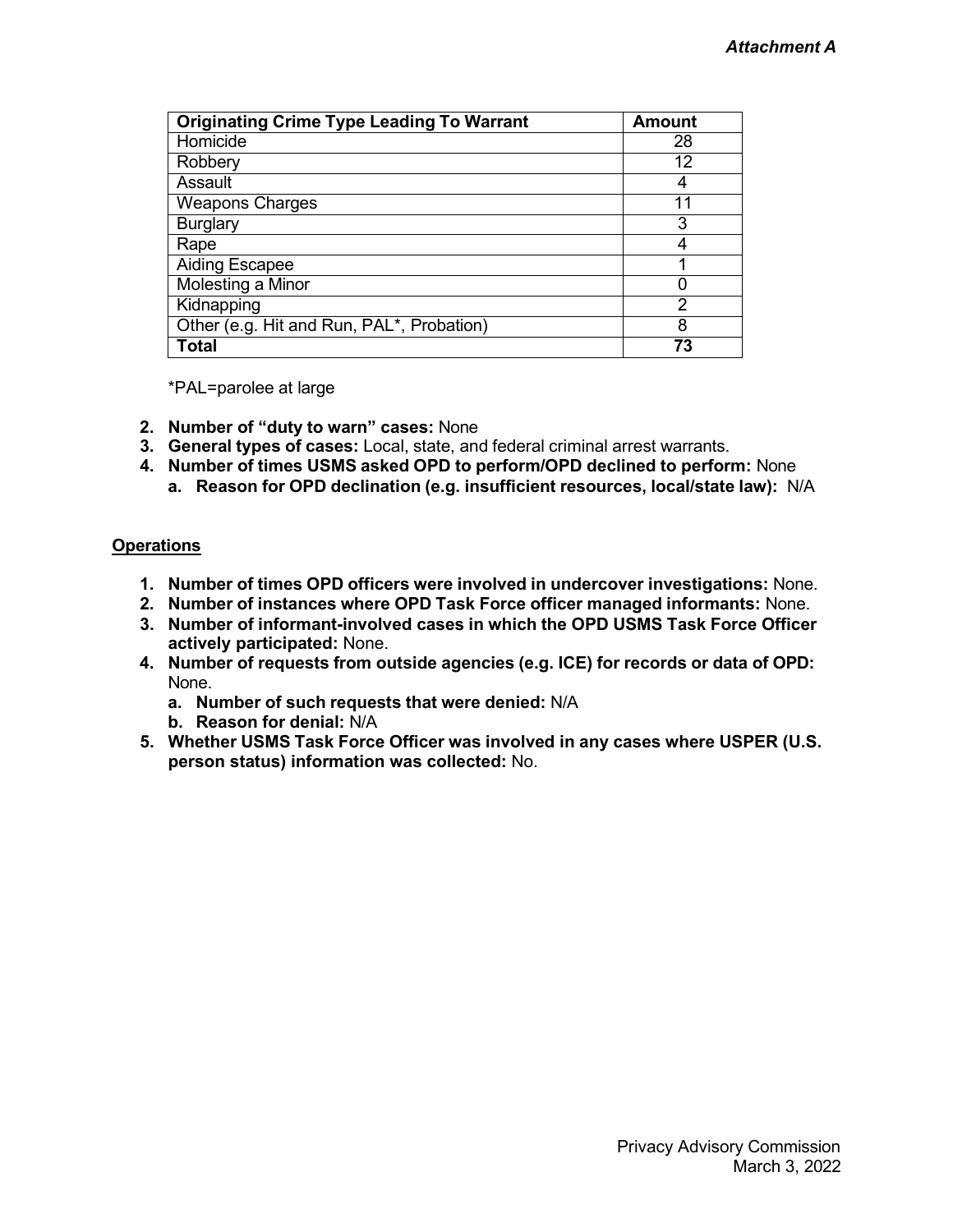*Attachment A*

| Originating Crime Type Leading To Warrant | Amount |
|---|---|
| Homicide | 28 |
| Robbery | 12 |
| Assault | 4 |
| Weapons Charges | 11 |
| Burglary | 3 |
| Rape | 4 |
| Aiding Escapee | 1 |
| Molesting a Minor | 0 |
| Kidnapping | 2 |
| Other (e.g. Hit and Run, PAL*, Probation) | 8 |
| **Total** | **73** |

*PAL=parolee at large

2. **Number of "duty to warn" cases:** None
3. **General types of cases:** Local, state, and federal criminal arrest warrants.
4. **Number of times USMS asked OPD to perform/OPD declined to perform:** None
   a. **Reason for OPD declination (e.g. insufficient resources, local/state law):** N/A

**Operations**

1. **Number of times OPD officers were involved in undercover investigations:** None.
2. **Number of instances where OPD Task Force officer managed informants:** None.
3. **Number of informant-involved cases in which the OPD USMS Task Force Officer actively participated:** None.
4. **Number of requests from outside agencies (e.g. ICE) for records or data of OPD:** None.
   a. **Number of such requests that were denied:** N/A
   b. **Reason for denial:** N/A
5. **Whether USMS Task Force Officer was involved in any cases where USPER (U.S. person status) information was collected:** No.

Privacy Advisory Commission
March 3, 2022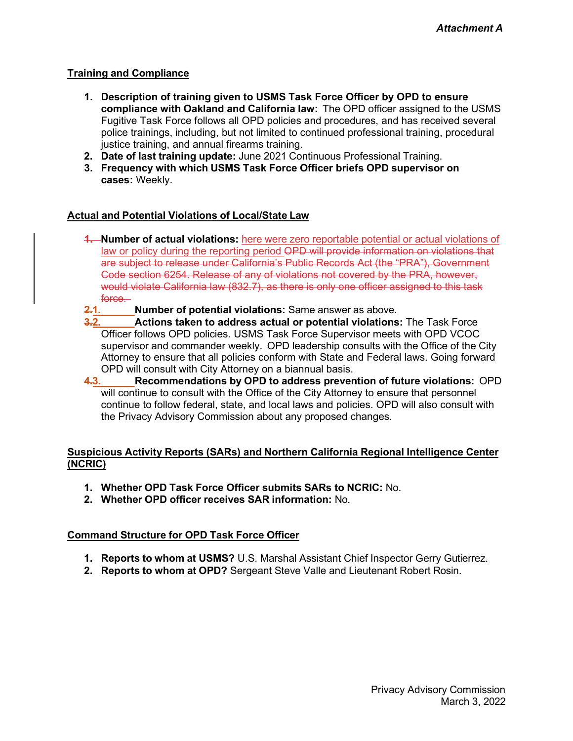**Training and Compliance**

1. **Description of training given to USMS Task Force Officer by OPD to ensure compliance with Oakland and California law:** The OPD officer assigned to the USMS Fugitive Task Force follows all OPD policies and procedures, and has received several police trainings, including, but not limited to continued professional training, procedural justice training, and annual firearms training.
2. **Date of last training update:** June 2021 Continuous Professional Training.
3. **Frequency with which USMS Task Force Officer briefs OPD supervisor on cases:** Weekly.

**Actual and Potential Violations of Local/State Law**

~~1.~~ **Number of actual violations:** here were zero reportable potential or actual violations of law or policy during the reporting period ~~OPD will provide information on violations that are subject to release under California's Public Records Act (the "PRA"), Government Code section 6254. Release of any of violations not covered by the PRA, however, would violate California law (832.7), as there is only one officer assigned to this task force.~~

~~2.~~1. **Number of potential violations:** Same answer as above.

~~3.~~2. **Actions taken to address actual or potential violations:** The Task Force Officer follows OPD policies. USMS Task Force Supervisor meets with OPD VCOC supervisor and commander weekly. OPD leadership consults with the Office of the City Attorney to ensure that all policies conform with State and Federal laws. Going forward OPD will consult with City Attorney on a biannual basis.

~~4.~~3. **Recommendations by OPD to address prevention of future violations:** OPD will continue to consult with the Office of the City Attorney to ensure that personnel continue to follow federal, state, and local laws and policies. OPD will also consult with the Privacy Advisory Commission about any proposed changes.

**Suspicious Activity Reports (SARs) and Northern California Regional Intelligence Center (NCRIC)**

1. **Whether OPD Task Force Officer submits SARs to NCRIC:** No.
2. **Whether OPD officer receives SAR information:** No.

**Command Structure for OPD Task Force Officer**

1. **Reports to whom at USMS?** U.S. Marshal Assistant Chief Inspector Gerry Gutierrez.
2. **Reports to whom at OPD?** Sergeant Steve Valle and Lieutenant Robert Rosin.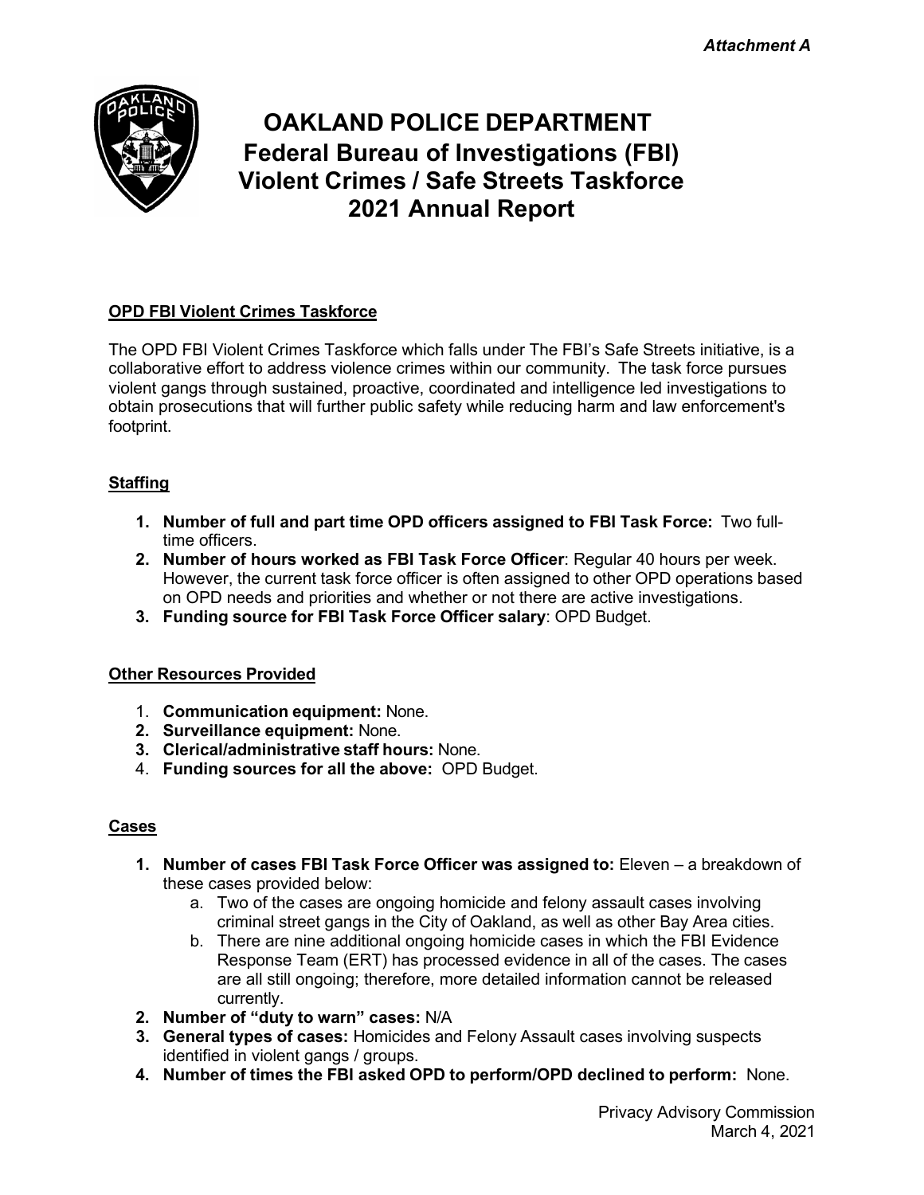*Attachment A*

# OAKLAND POLICE DEPARTMENT
# Federal Bureau of Investigations (FBI) Violent Crimes / Safe Streets Taskforce 2021 Annual Report

## OPD FBI Violent Crimes Taskforce

The OPD FBI Violent Crimes Taskforce which falls under The FBI's Safe Streets initiative, is a collaborative effort to address violence crimes within our community. The task force pursues violent gangs through sustained, proactive, coordinated and intelligence led investigations to obtain prosecutions that will further public safety while reducing harm and law enforcement's footprint.

## Staffing

1. **Number of full and part time OPD officers assigned to FBI Task Force:** Two full-time officers.
2. **Number of hours worked as FBI Task Force Officer**: Regular 40 hours per week. However, the current task force officer is often assigned to other OPD operations based on OPD needs and priorities and whether or not there are active investigations.
3. **Funding source for FBI Task Force Officer salary**: OPD Budget.

## Other Resources Provided

1. **Communication equipment:** None.
2. **Surveillance equipment:** None.
3. **Clerical/administrative staff hours:** None.
4. **Funding sources for all the above:** OPD Budget.

## Cases

1. **Number of cases FBI Task Force Officer was assigned to:** Eleven – a breakdown of these cases provided below:
   a. Two of the cases are ongoing homicide and felony assault cases involving criminal street gangs in the City of Oakland, as well as other Bay Area cities.
   b. There are nine additional ongoing homicide cases in which the FBI Evidence Response Team (ERT) has processed evidence in all of the cases. The cases are all still ongoing; therefore, more detailed information cannot be released currently.
2. **Number of "duty to warn" cases:** N/A
3. **General types of cases:** Homicides and Felony Assault cases involving suspects identified in violent gangs / groups.
4. **Number of times the FBI asked OPD to perform/OPD declined to perform:** None.

Privacy Advisory Commission
March 4, 2021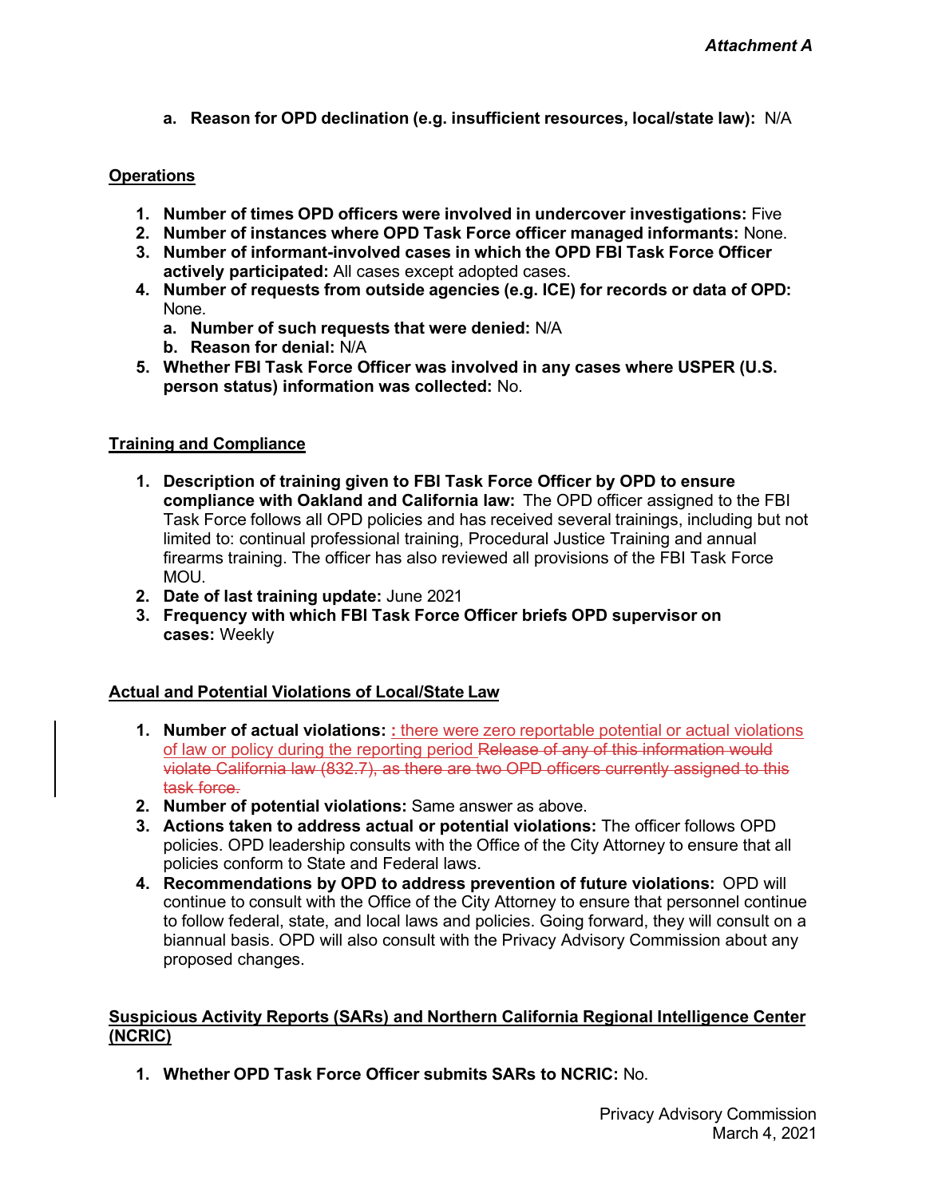*Attachment A*

   a. **Reason for OPD declination (e.g. insufficient resources, local/state law):** N/A

**Operations**

1. **Number of times OPD officers were involved in undercover investigations:** Five
2. **Number of instances where OPD Task Force officer managed informants:** None.
3. **Number of informant-involved cases in which the OPD FBI Task Force Officer actively participated:** All cases except adopted cases.
4. **Number of requests from outside agencies (e.g. ICE) for records or data of OPD:** None.
   a. **Number of such requests that were denied:** N/A
   b. **Reason for denial:** N/A
5. **Whether FBI Task Force Officer was involved in any cases where USPER (U.S. person status) information was collected:** No.

**Training and Compliance**

1. **Description of training given to FBI Task Force Officer by OPD to ensure compliance with Oakland and California law:** The OPD officer assigned to the FBI Task Force follows all OPD policies and has received several trainings, including but not limited to: continual professional training, Procedural Justice Training and annual firearms training. The officer has also reviewed all provisions of the FBI Task Force MOU.
2. **Date of last training update:** June 2021
3. **Frequency with which FBI Task Force Officer briefs OPD supervisor on cases:** Weekly

**Actual and Potential Violations of Local/State Law**

1. **Number of actual violations:** : there were zero reportable potential or actual violations of law or policy during the reporting period ~~Release of any of this information would violate California law (832.7), as there are two OPD officers currently assigned to this task force.~~
2. **Number of potential violations:** Same answer as above.
3. **Actions taken to address actual or potential violations:** The officer follows OPD policies. OPD leadership consults with the Office of the City Attorney to ensure that all policies conform to State and Federal laws.
4. **Recommendations by OPD to address prevention of future violations:** OPD will continue to consult with the Office of the City Attorney to ensure that personnel continue to follow federal, state, and local laws and policies. Going forward, they will consult on a biannual basis. OPD will also consult with the Privacy Advisory Commission about any proposed changes.

**Suspicious Activity Reports (SARs) and Northern California Regional Intelligence Center (NCRIC)**

1. **Whether OPD Task Force Officer submits SARs to NCRIC:** No.

Privacy Advisory Commission
March 4, 2021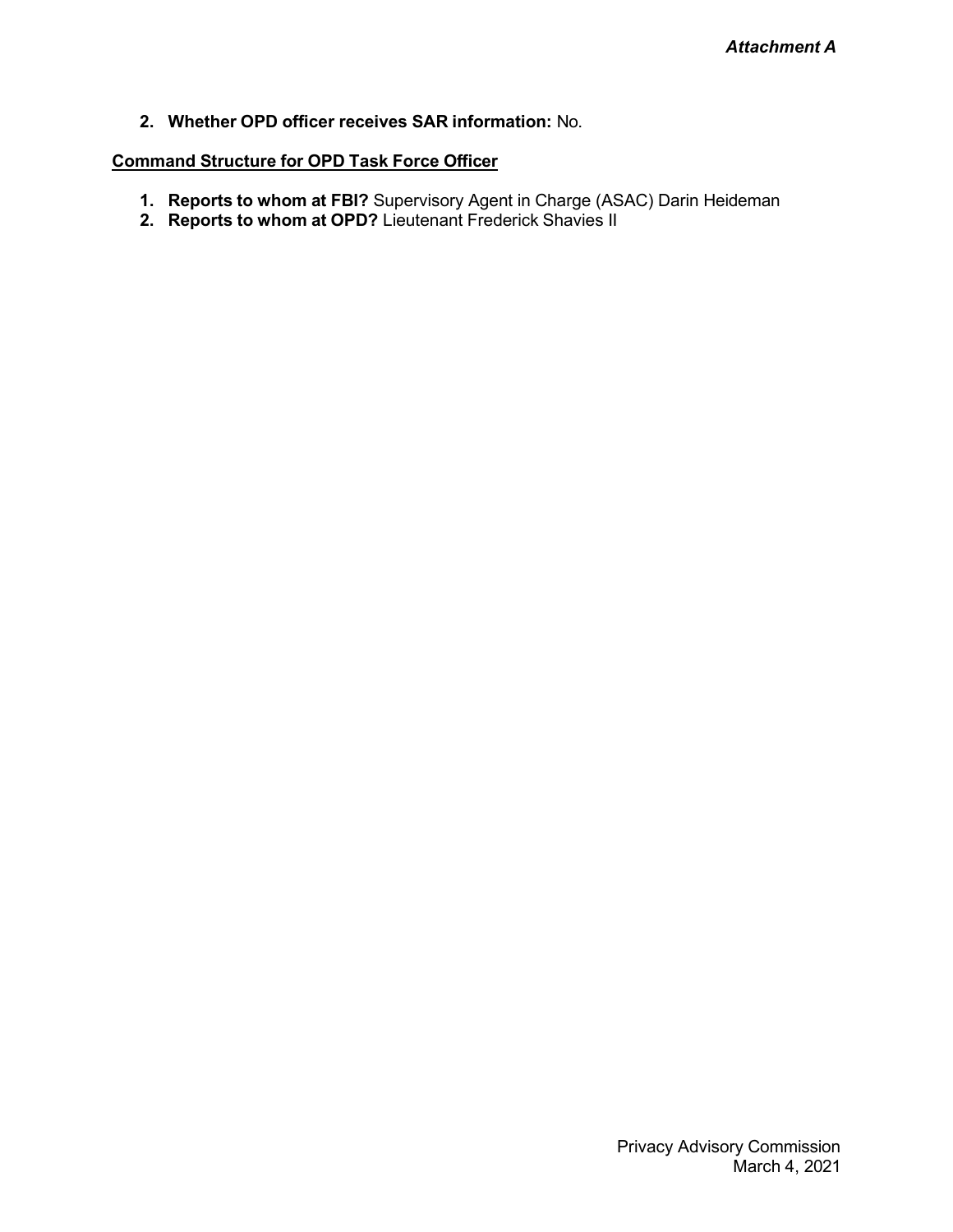*Attachment A*

2. **Whether OPD officer receives SAR information:** No.

**Command Structure for OPD Task Force Officer**

1. **Reports to whom at FBI?** Supervisory Agent in Charge (ASAC) Darin Heideman
2. **Reports to whom at OPD?** Lieutenant Frederick Shavies II

Privacy Advisory Commission
March 4, 2021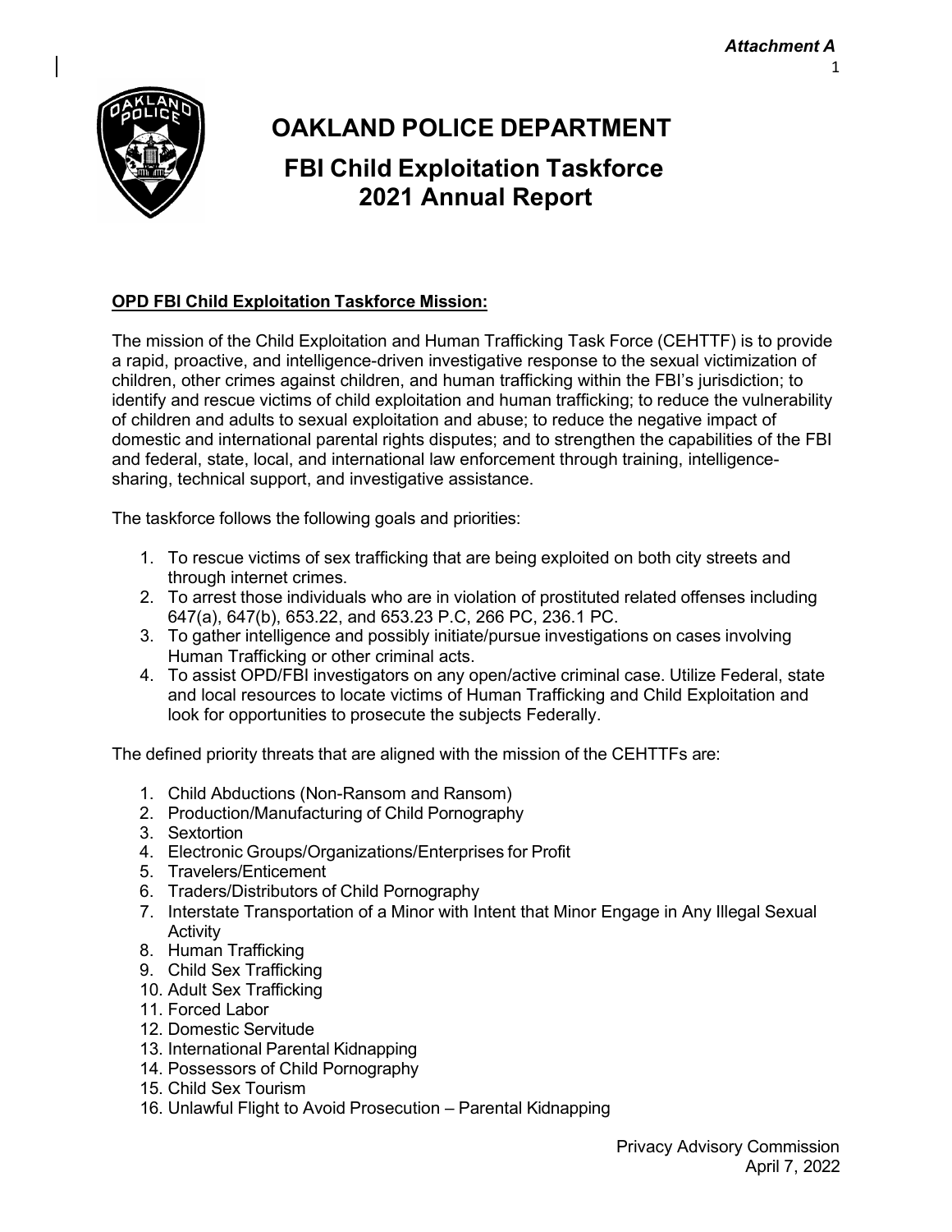*Attachment A*

# OAKLAND POLICE DEPARTMENT

## FBI Child Exploitation Taskforce 2021 Annual Report

**OPD FBI Child Exploitation Taskforce Mission:**

The mission of the Child Exploitation and Human Trafficking Task Force (CEHTTF) is to provide a rapid, proactive, and intelligence-driven investigative response to the sexual victimization of children, other crimes against children, and human trafficking within the FBI's jurisdiction; to identify and rescue victims of child exploitation and human trafficking; to reduce the vulnerability of children and adults to sexual exploitation and abuse; to reduce the negative impact of domestic and international parental rights disputes; and to strengthen the capabilities of the FBI and federal, state, local, and international law enforcement through training, intelligence-sharing, technical support, and investigative assistance.

The taskforce follows the following goals and priorities:

1. To rescue victims of sex trafficking that are being exploited on both city streets and through internet crimes.
2. To arrest those individuals who are in violation of prostituted related offenses including 647(a), 647(b), 653.22, and 653.23 P.C, 266 PC, 236.1 PC.
3. To gather intelligence and possibly initiate/pursue investigations on cases involving Human Trafficking or other criminal acts.
4. To assist OPD/FBI investigators on any open/active criminal case. Utilize Federal, state and local resources to locate victims of Human Trafficking and Child Exploitation and look for opportunities to prosecute the subjects Federally.

The defined priority threats that are aligned with the mission of the CEHTTFs are:

1. Child Abductions (Non-Ransom and Ransom)
2. Production/Manufacturing of Child Pornography
3. Sextortion
4. Electronic Groups/Organizations/Enterprises for Profit
5. Travelers/Enticement
6. Traders/Distributors of Child Pornography
7. Interstate Transportation of a Minor with Intent that Minor Engage in Any Illegal Sexual Activity
8. Human Trafficking
9. Child Sex Trafficking
10. Adult Sex Trafficking
11. Forced Labor
12. Domestic Servitude
13. International Parental Kidnapping
14. Possessors of Child Pornography
15. Child Sex Tourism
16. Unlawful Flight to Avoid Prosecution – Parental Kidnapping

Privacy Advisory Commission
April 7, 2022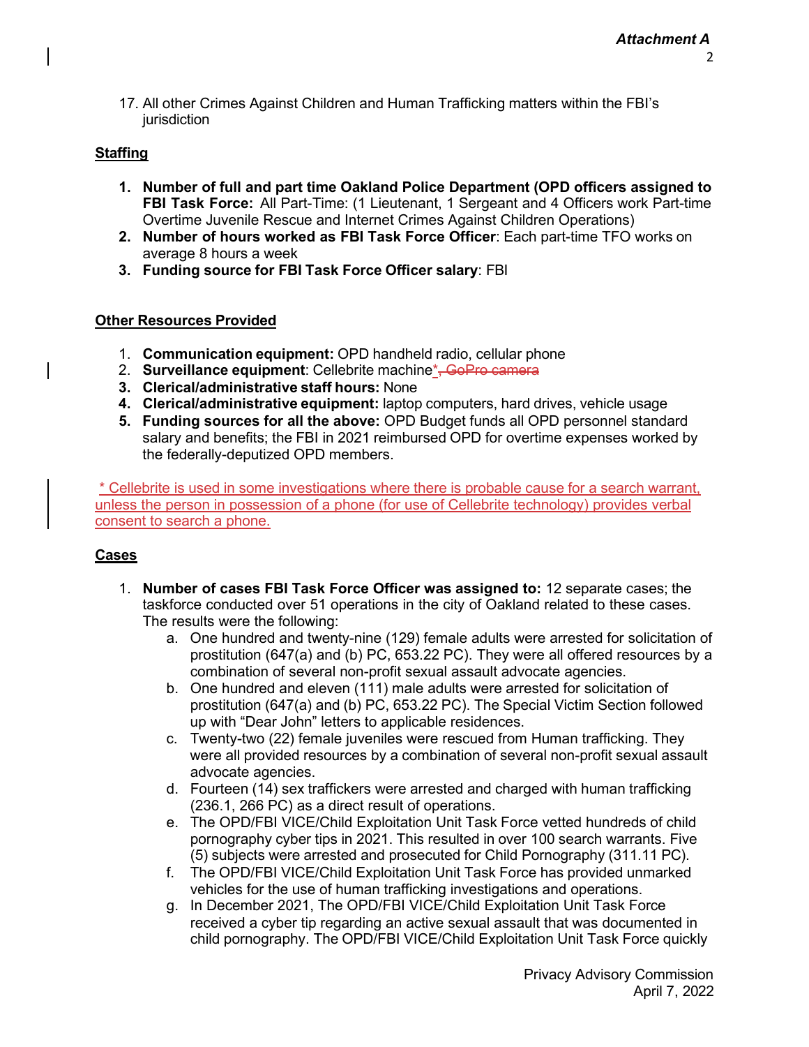17. All other Crimes Against Children and Human Trafficking matters within the FBI's jurisdiction

**Staffing**

1. **Number of full and part time Oakland Police Department (OPD officers assigned to FBI Task Force:** All Part-Time: (1 Lieutenant, 1 Sergeant and 4 Officers work Part-time Overtime Juvenile Rescue and Internet Crimes Against Children Operations)
2. **Number of hours worked as FBI Task Force Officer**: Each part-time TFO works on average 8 hours a week
3. **Funding source for FBI Task Force Officer salary**: FBI

**Other Resources Provided**

1. **Communication equipment:** OPD handheld radio, cellular phone
2. **Surveillance equipment**: Cellebrite machine*~~, GoPro camera~~
3. **Clerical/administrative staff hours:** None
4. **Clerical/administrative equipment:** laptop computers, hard drives, vehicle usage
5. **Funding sources for all the above:** OPD Budget funds all OPD personnel standard salary and benefits; the FBI in 2021 reimbursed OPD for overtime expenses worked by the federally-deputized OPD members.

\* Cellebrite is used in some investigations where there is probable cause for a search warrant, unless the person in possession of a phone (for use of Cellebrite technology) provides verbal consent to search a phone.

**Cases**

1. **Number of cases FBI Task Force Officer was assigned to:** 12 separate cases; the taskforce conducted over 51 operations in the city of Oakland related to these cases. The results were the following:
   a. One hundred and twenty-nine (129) female adults were arrested for solicitation of prostitution (647(a) and (b) PC, 653.22 PC). They were all offered resources by a combination of several non-profit sexual assault advocate agencies.
   b. One hundred and eleven (111) male adults were arrested for solicitation of prostitution (647(a) and (b) PC, 653.22 PC). The Special Victim Section followed up with "Dear John" letters to applicable residences.
   c. Twenty-two (22) female juveniles were rescued from Human trafficking. They were all provided resources by a combination of several non-profit sexual assault advocate agencies.
   d. Fourteen (14) sex traffickers were arrested and charged with human trafficking (236.1, 266 PC) as a direct result of operations.
   e. The OPD/FBI VICE/Child Exploitation Unit Task Force vetted hundreds of child pornography cyber tips in 2021. This resulted in over 100 search warrants. Five (5) subjects were arrested and prosecuted for Child Pornography (311.11 PC).
   f. The OPD/FBI VICE/Child Exploitation Unit Task Force has provided unmarked vehicles for the use of human trafficking investigations and operations.
   g. In December 2021, The OPD/FBI VICE/Child Exploitation Unit Task Force received a cyber tip regarding an active sexual assault that was documented in child pornography. The OPD/FBI VICE/Child Exploitation Unit Task Force quickly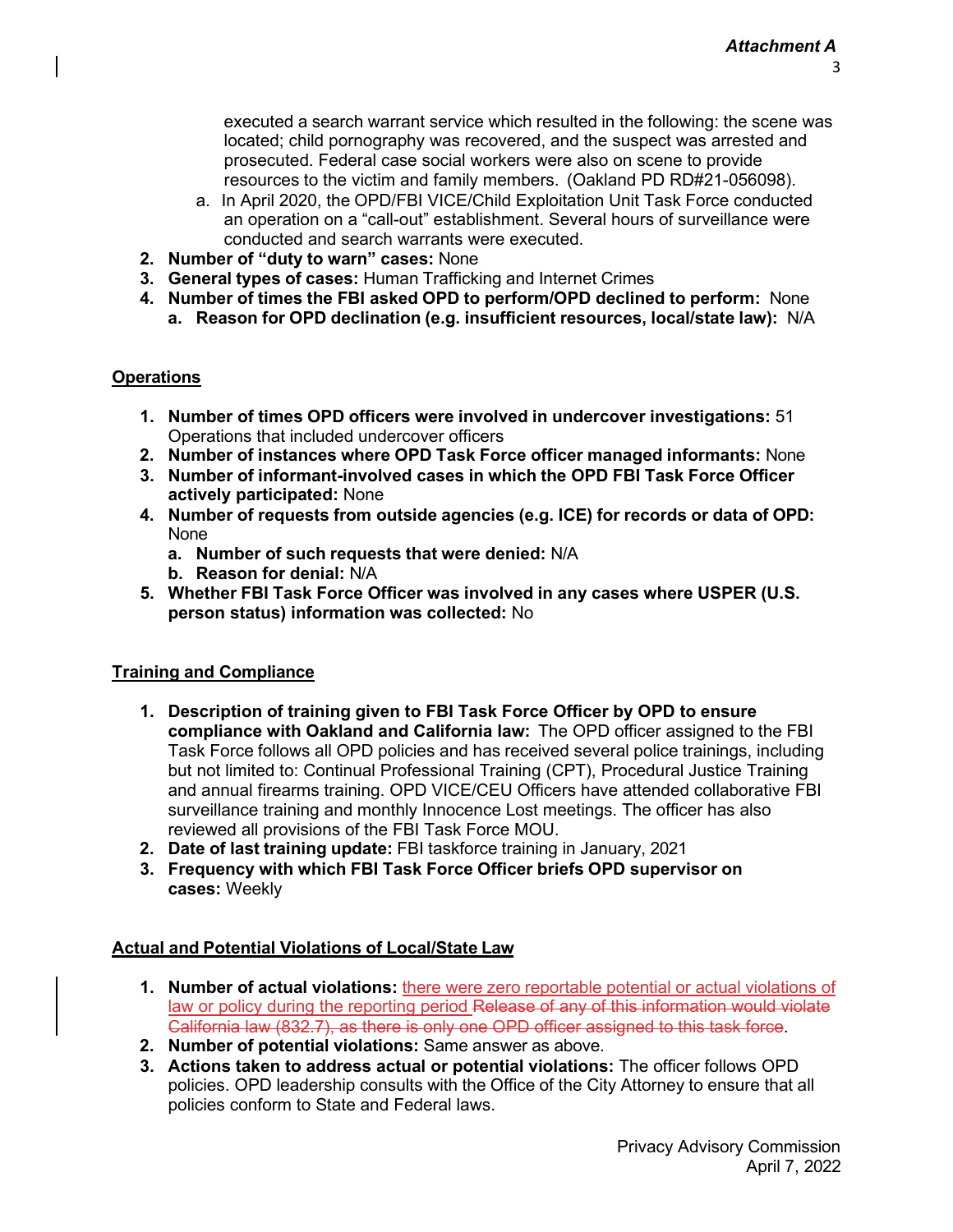executed a search warrant service which resulted in the following: the scene was located; child pornography was recovered, and the suspect was arrested and prosecuted. Federal case social workers were also on scene to provide resources to the victim and family members. (Oakland PD RD#21-056098).

   a. In April 2020, the OPD/FBI VICE/Child Exploitation Unit Task Force conducted an operation on a "call-out" establishment. Several hours of surveillance were conducted and search warrants were executed.

2. **Number of "duty to warn" cases:** None
3. **General types of cases:** Human Trafficking and Internet Crimes
4. **Number of times the FBI asked OPD to perform/OPD declined to perform:** None
   a. **Reason for OPD declination (e.g. insufficient resources, local/state law):** N/A

## Operations

1. **Number of times OPD officers were involved in undercover investigations:** 51 Operations that included undercover officers
2. **Number of instances where OPD Task Force officer managed informants:** None
3. **Number of informant-involved cases in which the OPD FBI Task Force Officer actively participated:** None
4. **Number of requests from outside agencies (e.g. ICE) for records or data of OPD:** None
   a. **Number of such requests that were denied:** N/A
   b. **Reason for denial:** N/A
5. **Whether FBI Task Force Officer was involved in any cases where USPER (U.S. person status) information was collected:** No

## Training and Compliance

1. **Description of training given to FBI Task Force Officer by OPD to ensure compliance with Oakland and California law:** The OPD officer assigned to the FBI Task Force follows all OPD policies and has received several police trainings, including but not limited to: Continual Professional Training (CPT), Procedural Justice Training and annual firearms training. OPD VICE/CEU Officers have attended collaborative FBI surveillance training and monthly Innocence Lost meetings. The officer has also reviewed all provisions of the FBI Task Force MOU.
2. **Date of last training update:** FBI taskforce training in January, 2021
3. **Frequency with which FBI Task Force Officer briefs OPD supervisor on cases:** Weekly

## Actual and Potential Violations of Local/State Law

1. **Number of actual violations:** there were zero reportable potential or actual violations of law or policy during the reporting period ~~Release of any of this information would violate California law (832.7), as there is only one OPD officer assigned to this task force~~.
2. **Number of potential violations:** Same answer as above.
3. **Actions taken to address actual or potential violations:** The officer follows OPD policies. OPD leadership consults with the Office of the City Attorney to ensure that all policies conform to State and Federal laws.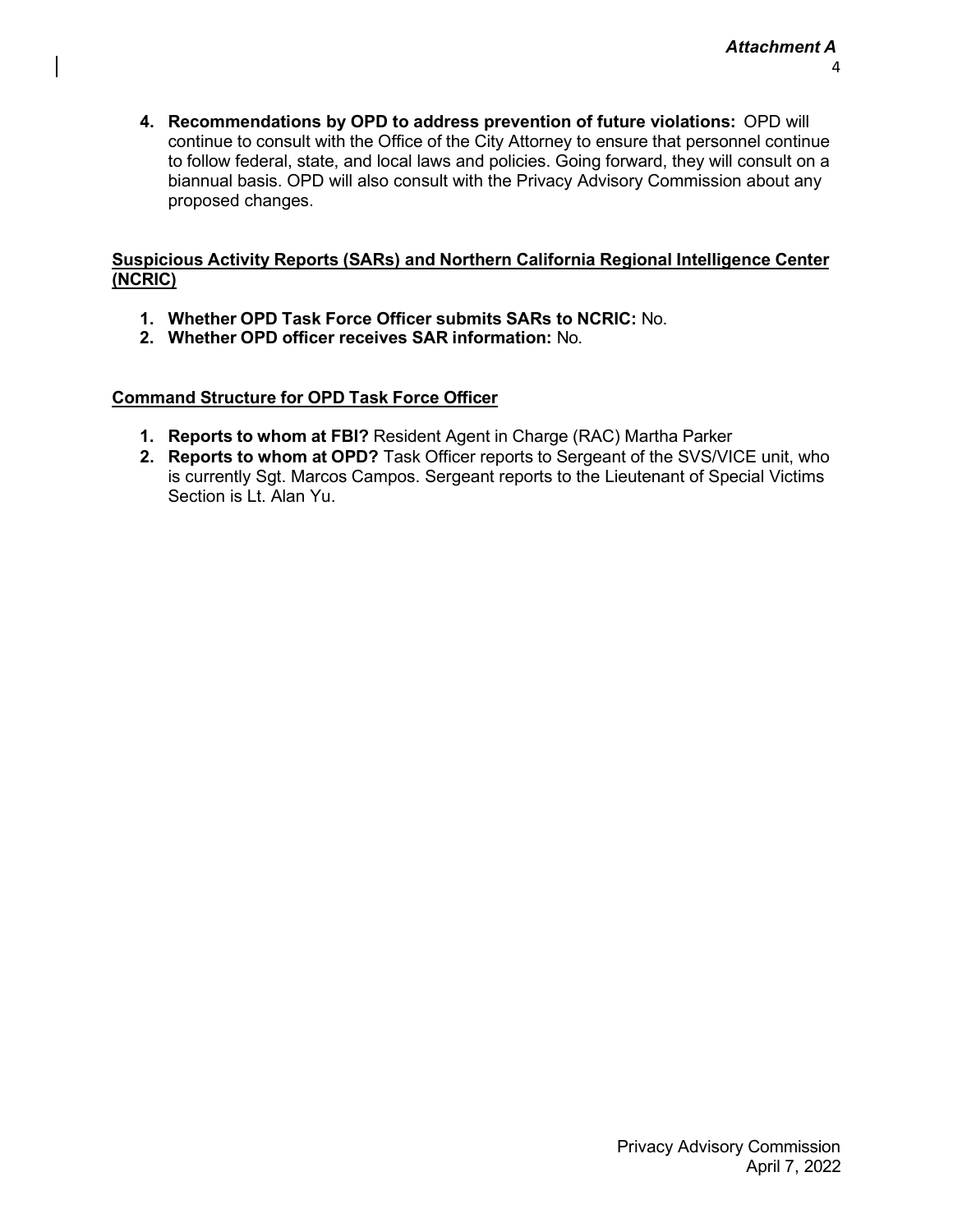4. **Recommendations by OPD to address prevention of future violations:** OPD will continue to consult with the Office of the City Attorney to ensure that personnel continue to follow federal, state, and local laws and policies. Going forward, they will consult on a biannual basis. OPD will also consult with the Privacy Advisory Commission about any proposed changes.

**Suspicious Activity Reports (SARs) and Northern California Regional Intelligence Center (NCRIC)**

1. **Whether OPD Task Force Officer submits SARs to NCRIC:** No.
2. **Whether OPD officer receives SAR information:** No.

**Command Structure for OPD Task Force Officer**

1. **Reports to whom at FBI?** Resident Agent in Charge (RAC) Martha Parker
2. **Reports to whom at OPD?** Task Officer reports to Sergeant of the SVS/VICE unit, who is currently Sgt. Marcos Campos. Sergeant reports to the Lieutenant of Special Victims Section is Lt. Alan Yu.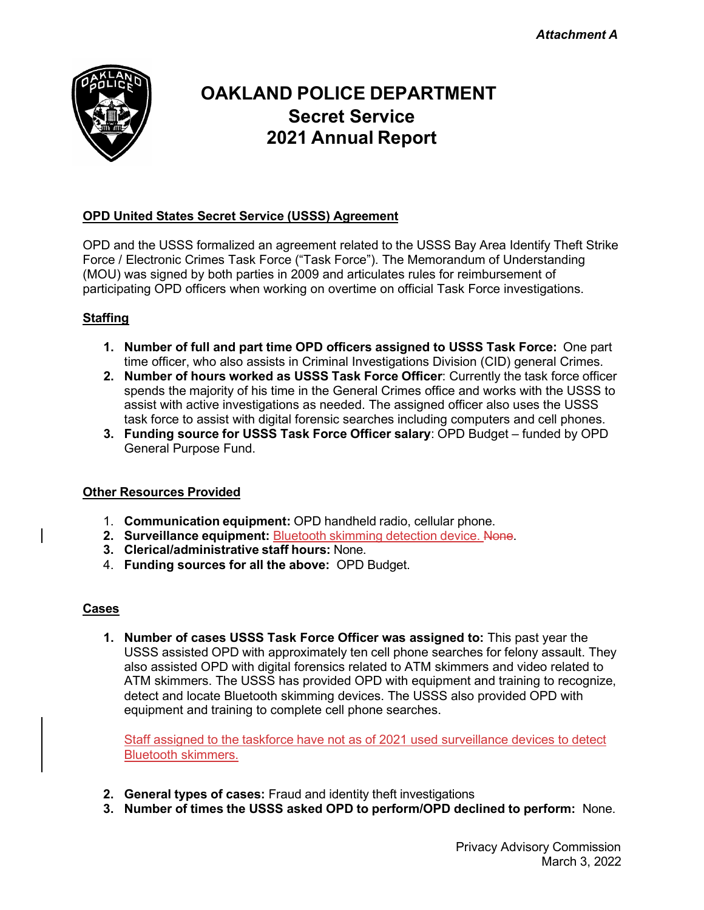*Attachment A*

# OAKLAND POLICE DEPARTMENT
## Secret Service
## 2021 Annual Report

**OPD United States Secret Service (USSS) Agreement**

OPD and the USSS formalized an agreement related to the USSS Bay Area Identify Theft Strike Force / Electronic Crimes Task Force ("Task Force"). The Memorandum of Understanding (MOU) was signed by both parties in 2009 and articulates rules for reimbursement of participating OPD officers when working on overtime on official Task Force investigations.

**Staffing**

1. **Number of full and part time OPD officers assigned to USSS Task Force:** One part time officer, who also assists in Criminal Investigations Division (CID) general Crimes.
2. **Number of hours worked as USSS Task Force Officer**: Currently the task force officer spends the majority of his time in the General Crimes office and works with the USSS to assist with active investigations as needed. The assigned officer also uses the USSS task force to assist with digital forensic searches including computers and cell phones.
3. **Funding source for USSS Task Force Officer salary**: OPD Budget – funded by OPD General Purpose Fund.

**Other Resources Provided**

1. **Communication equipment:** OPD handheld radio, cellular phone.
2. **Surveillance equipment:** Bluetooth skimming detection device. ~~None~~.
3. **Clerical/administrative staff hours:** None.
4. **Funding sources for all the above:** OPD Budget.

**Cases**

1. **Number of cases USSS Task Force Officer was assigned to:** This past year the USSS assisted OPD with approximately ten cell phone searches for felony assault. They also assisted OPD with digital forensics related to ATM skimmers and video related to ATM skimmers. The USSS has provided OPD with equipment and training to recognize, detect and locate Bluetooth skimming devices. The USSS also provided OPD with equipment and training to complete cell phone searches.

   Staff assigned to the taskforce have not as of 2021 used surveillance devices to detect Bluetooth skimmers.

2. **General types of cases:** Fraud and identity theft investigations
3. **Number of times the USSS asked OPD to perform/OPD declined to perform:** None.

Privacy Advisory Commission
March 3, 2022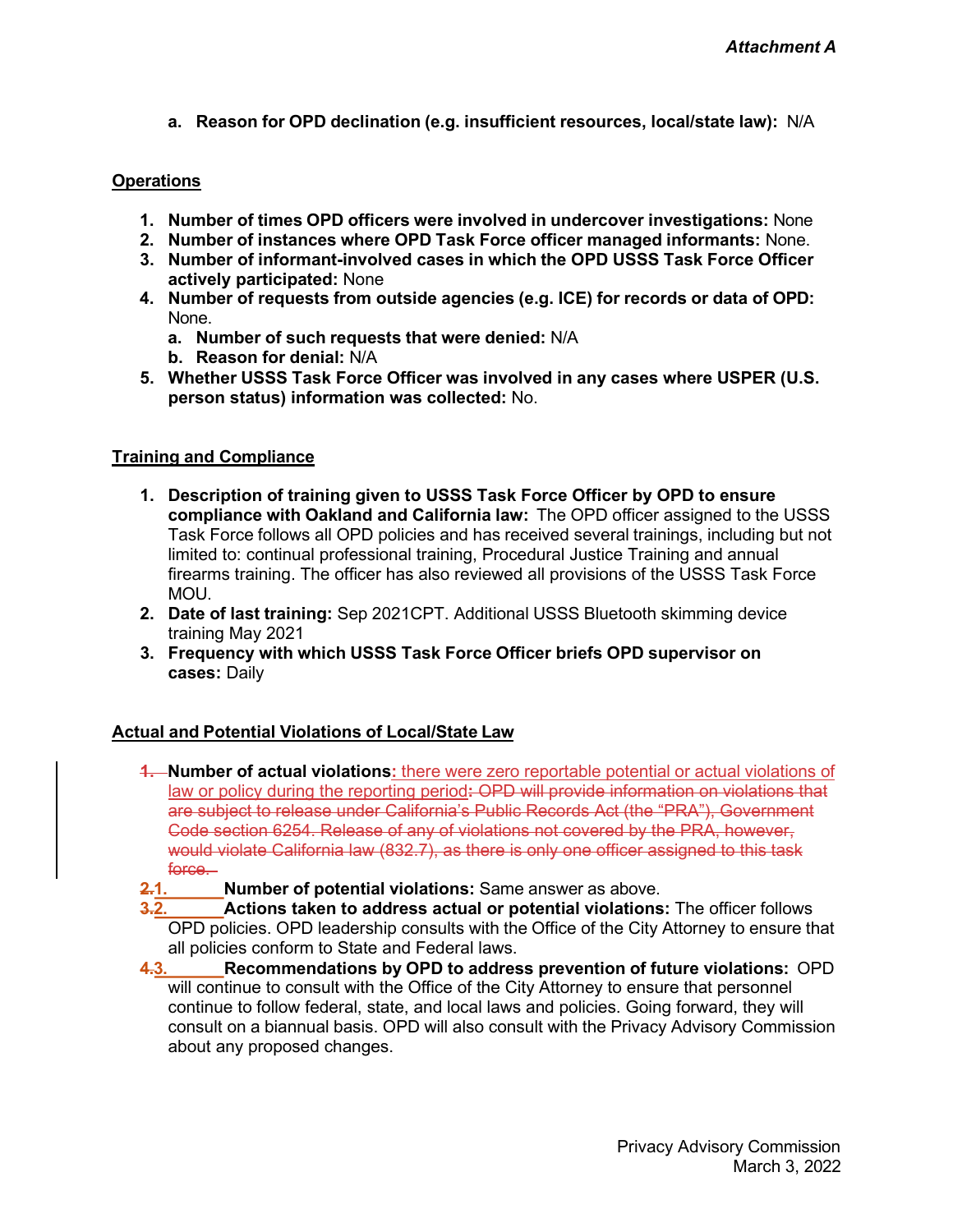a. **Reason for OPD declination (e.g. insufficient resources, local/state law):** N/A

**Operations**

1. **Number of times OPD officers were involved in undercover investigations:** None
2. **Number of instances where OPD Task Force officer managed informants:** None.
3. **Number of informant-involved cases in which the OPD USSS Task Force Officer actively participated:** None
4. **Number of requests from outside agencies (e.g. ICE) for records or data of OPD:** None.
   a. **Number of such requests that were denied:** N/A
   b. **Reason for denial:** N/A
5. **Whether USSS Task Force Officer was involved in any cases where USPER (U.S. person status) information was collected:** No.

**Training and Compliance**

1. **Description of training given to USSS Task Force Officer by OPD to ensure compliance with Oakland and California law:** The OPD officer assigned to the USSS Task Force follows all OPD policies and has received several trainings, including but not limited to: continual professional training, Procedural Justice Training and annual firearms training. The officer has also reviewed all provisions of the USSS Task Force MOU.
2. **Date of last training:** Sep 2021CPT. Additional USSS Bluetooth skimming device training May 2021
3. **Frequency with which USSS Task Force Officer briefs OPD supervisor on cases:** Daily

**Actual and Potential Violations of Local/State Law**

~~1.~~ **Number of actual violations**: there were zero reportable potential or actual violations of law or policy during the reporting period~~: OPD will provide information on violations that are subject to release under California's Public Records Act (the "PRA"), Government Code section 6254. Release of any of violations not covered by the PRA, however, would violate California law (832.7), as there is only one officer assigned to this task force.~~

~~2.~~1. **Number of potential violations:** Same answer as above.

~~3.~~2. **Actions taken to address actual or potential violations:** The officer follows OPD policies. OPD leadership consults with the Office of the City Attorney to ensure that all policies conform to State and Federal laws.

~~4.~~3. **Recommendations by OPD to address prevention of future violations:** OPD will continue to consult with the Office of the City Attorney to ensure that personnel continue to follow federal, state, and local laws and policies. Going forward, they will consult on a biannual basis. OPD will also consult with the Privacy Advisory Commission about any proposed changes.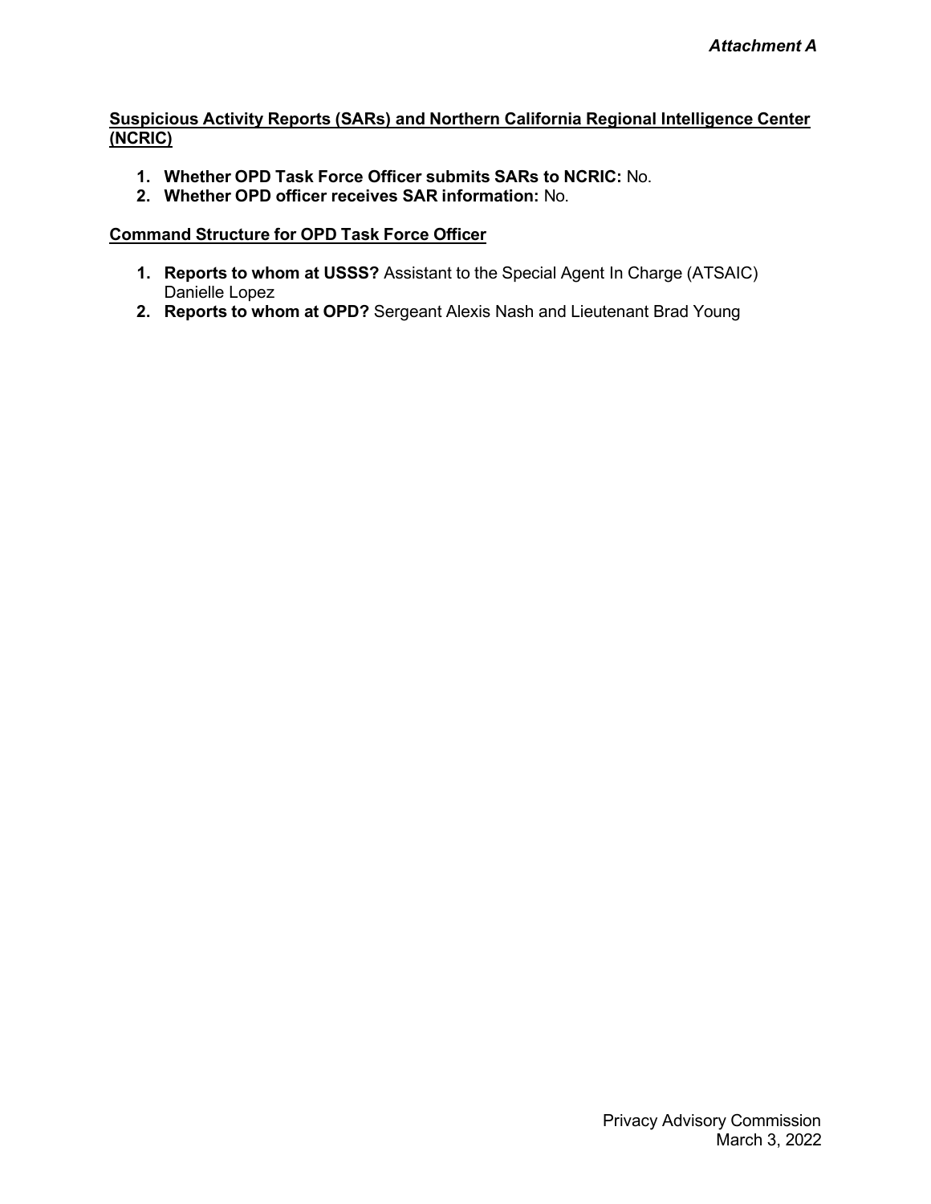*Attachment A*

**Suspicious Activity Reports (SARs) and Northern California Regional Intelligence Center (NCRIC)**

1. **Whether OPD Task Force Officer submits SARs to NCRIC:** No.
2. **Whether OPD officer receives SAR information:** No.

**Command Structure for OPD Task Force Officer**

1. **Reports to whom at USSS?** Assistant to the Special Agent In Charge (ATSAIC) Danielle Lopez
2. **Reports to whom at OPD?** Sergeant Alexis Nash and Lieutenant Brad Young

Privacy Advisory Commission
March 3, 2022